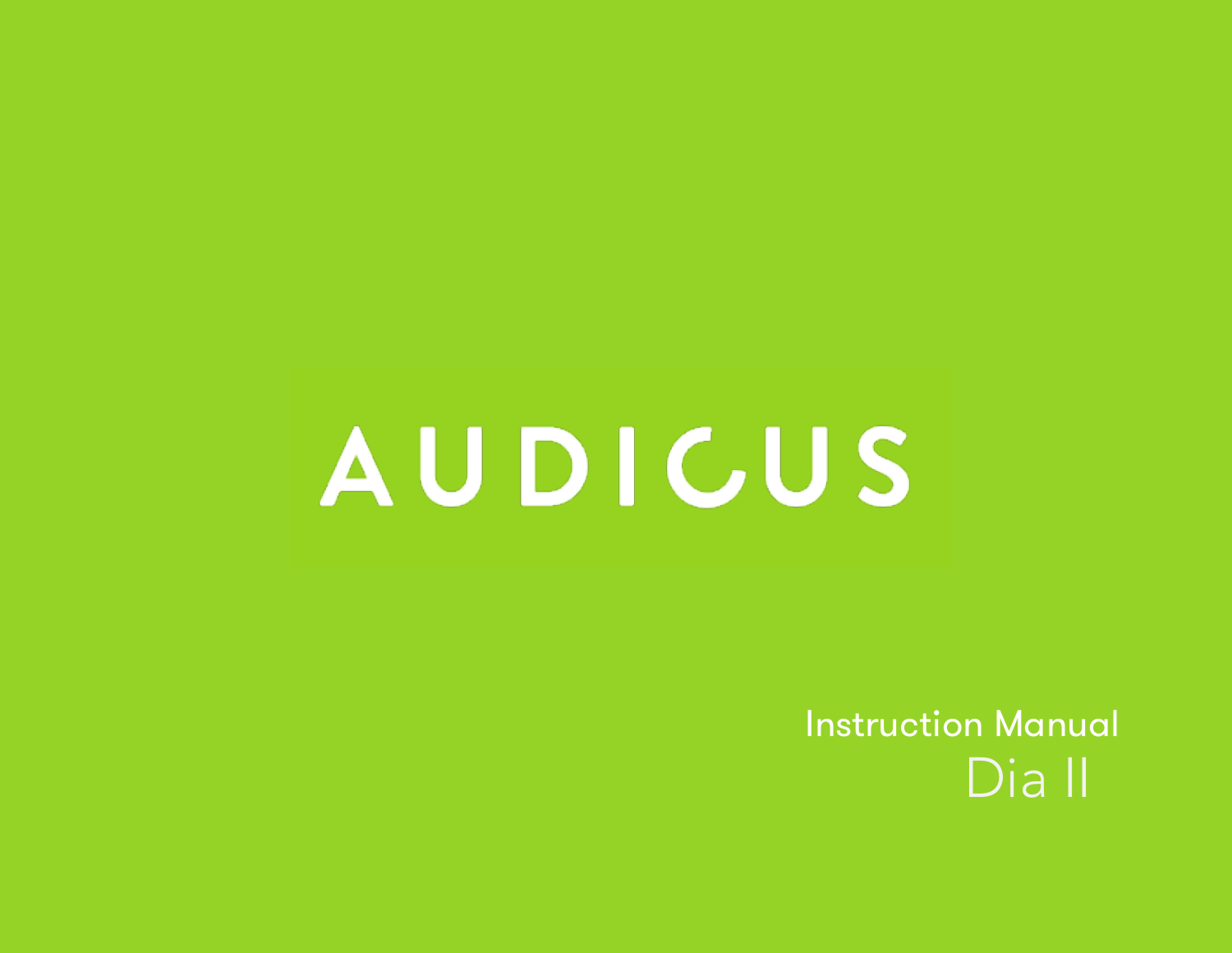# AUDICUS

Instruction Manual

Dia II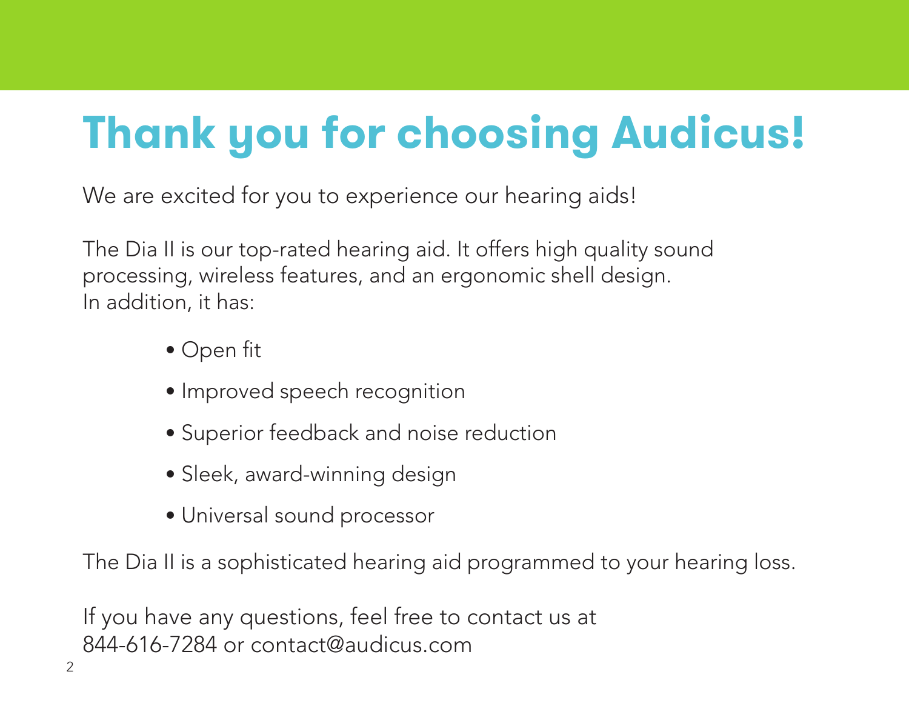# Thank you for choosing Audicus!

We are excited for you to experience our hearing aids!

The Dia II is our top-rated hearing aid. It offers high quality sound processing, wireless features, and an ergonomic shell design. In addition, it has:

- Open fit
- Improved speech recognition
- Superior feedback and noise reduction
- Sleek, award-winning design
- Universal sound processor

The Dia II is a sophisticated hearing aid programmed to your hearing loss.

If you have any questions, feel free to contact us at 844-616-7284 or contact@audicus.com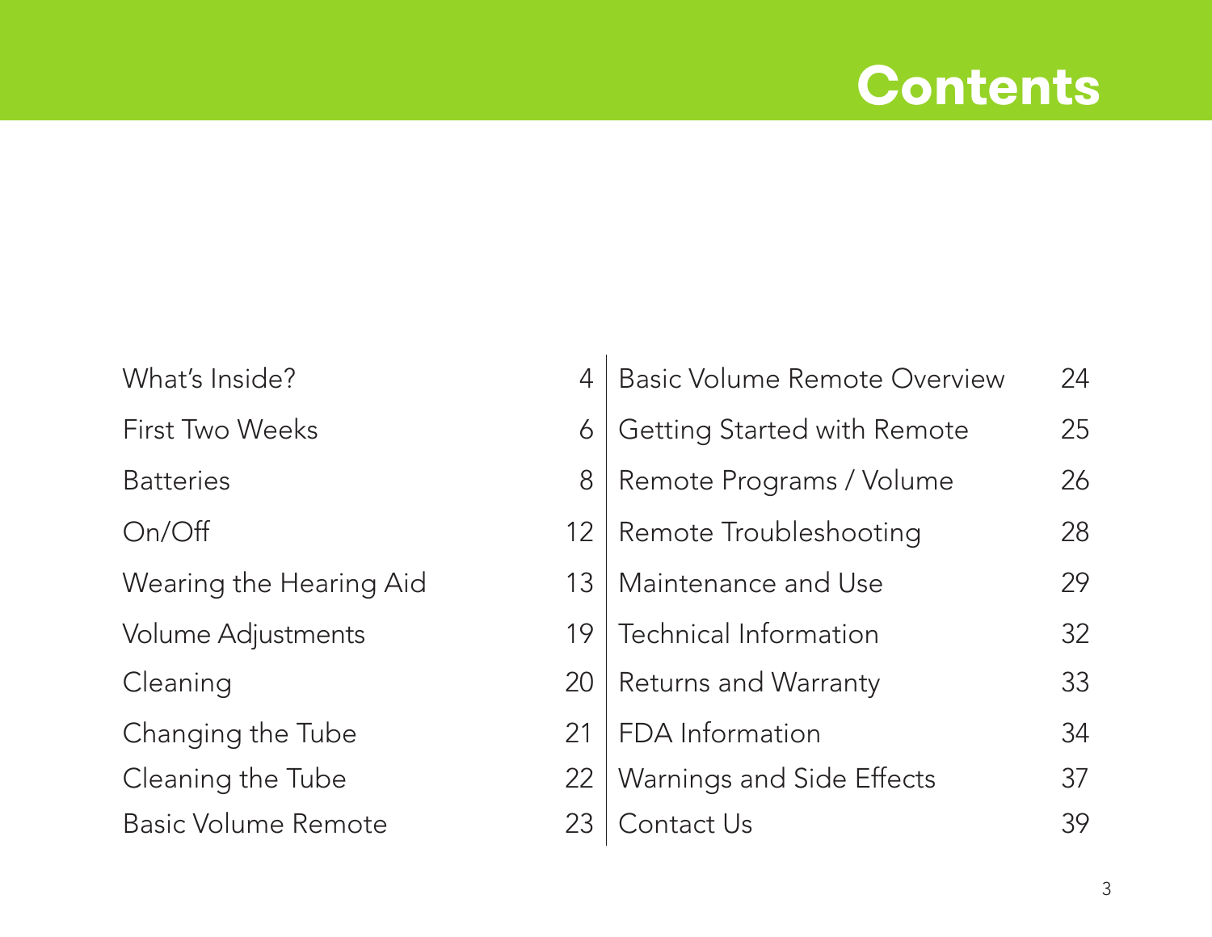# Contents

| | |
|---|---|
| What's Inside? | 4 |
| First Two Weeks | 6 |
| Batteries | 8 |
| On/Off | 12 |
| Wearing the Hearing Aid | 13 |
| Volume Adjustments | 19 |
| Cleaning | 20 |
| Changing the Tube | 21 |
| Cleaning the Tube | 22 |
| Basic Volume Remote | 23 |
| Basic Volume Remote Overview | 24 |
| Getting Started with Remote | 25 |
| Remote Programs / Volume | 26 |
| Remote Troubleshooting | 28 |
| Maintenance and Use | 29 |
| Technical Information | 32 |
| Returns and Warranty | 33 |
| FDA Information | 34 |
| Warnings and Side Effects | 37 |
| Contact Us | 39 |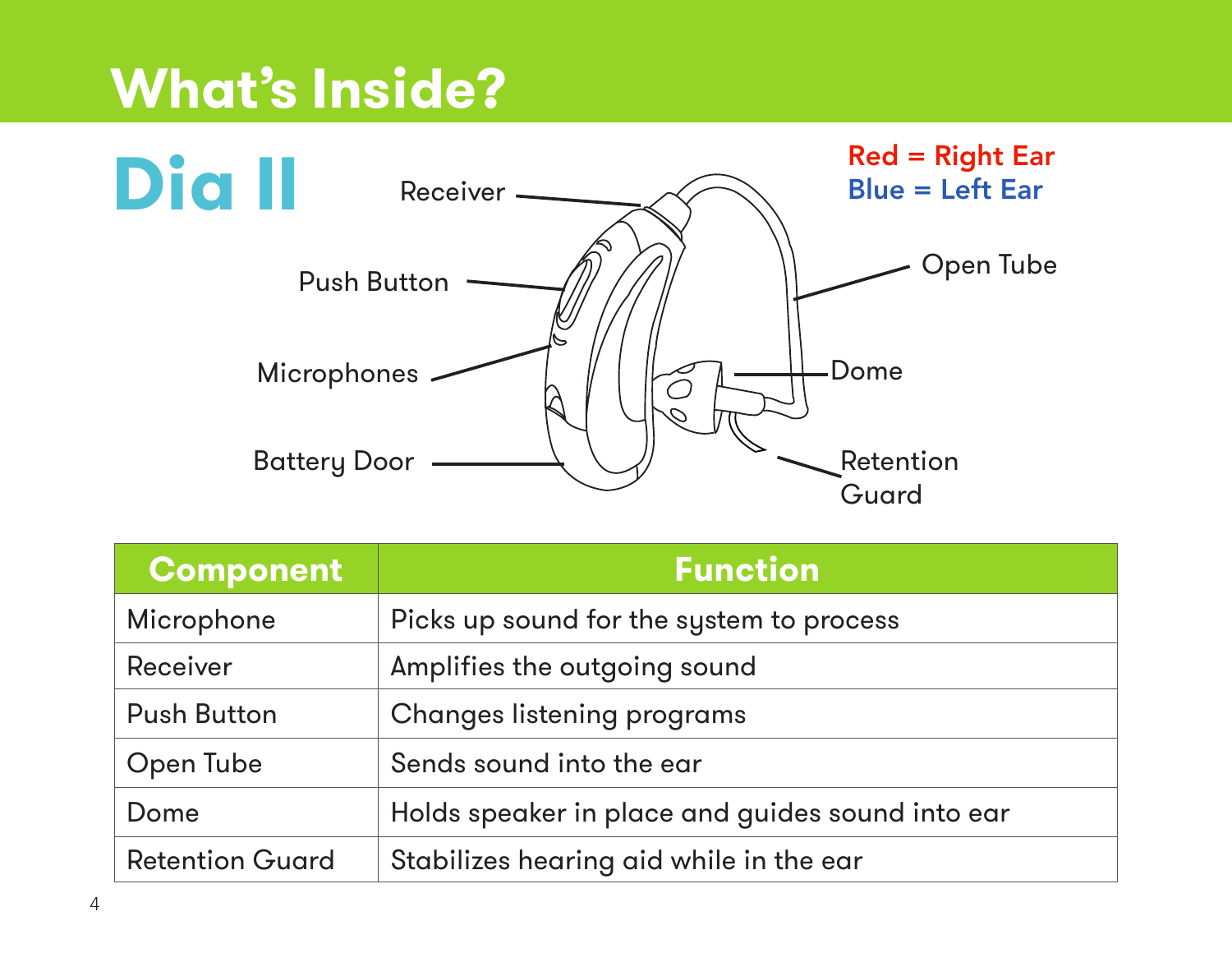# What's Inside?

## Dia II

Receiver

Push Button

Microphones

Battery Door

Red = Right Ear
Blue = Left Ear

Open Tube

Dome

Retention Guard

| Component | Function |
| --- | --- |
| Microphone | Picks up sound for the system to process |
| Receiver | Amplifies the outgoing sound |
| Push Button | Changes listening programs |
| Open Tube | Sends sound into the ear |
| Dome | Holds speaker in place and guides sound into ear |
| Retention Guard | Stabilizes hearing aid while in the ear |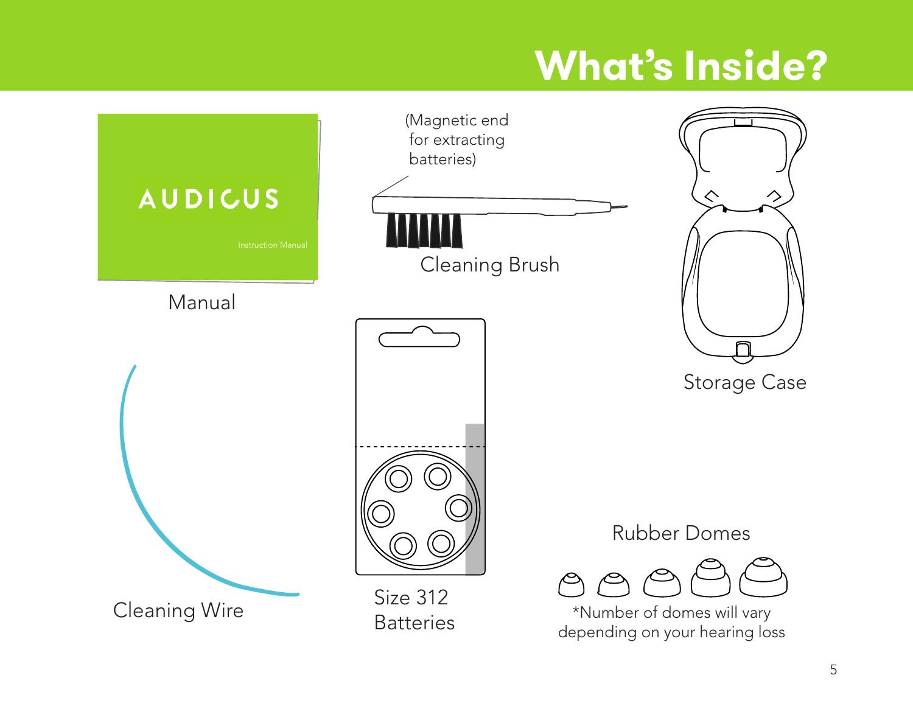# What's Inside?

AUDICUS

Instruction Manual

Manual

(Magnetic end for extracting batteries)

Cleaning Brush

Storage Case

Cleaning Wire

Size 312 Batteries

Rubber Domes

*Number of domes will vary depending on your hearing loss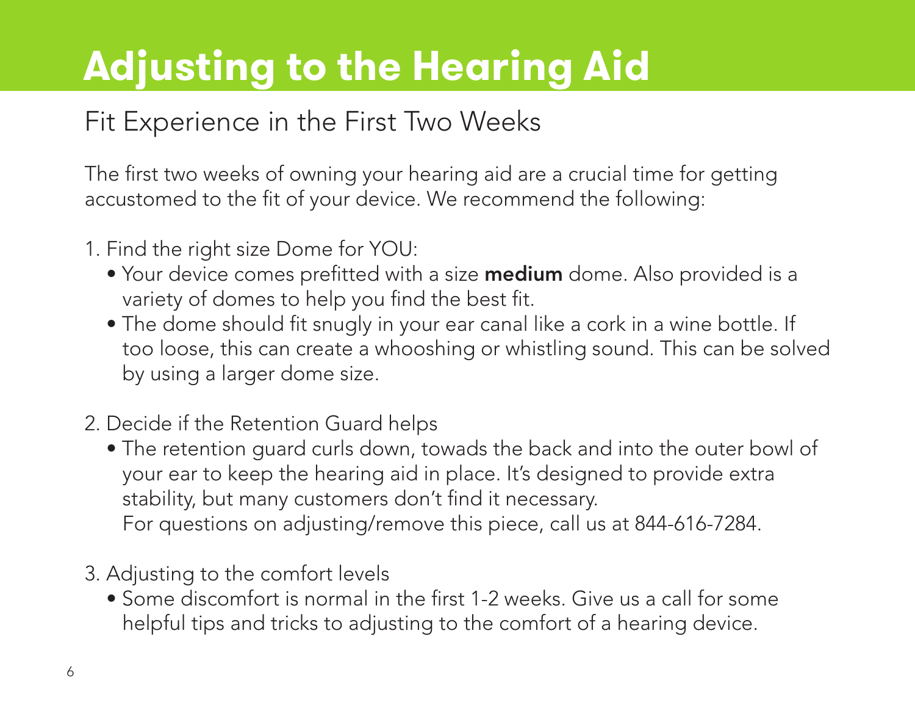# Adjusting to the Hearing Aid

## Fit Experience in the First Two Weeks

The first two weeks of owning your hearing aid are a crucial time for getting accustomed to the fit of your device. We recommend the following:

1. Find the right size Dome for YOU:
   - Your device comes prefitted with a size **medium** dome. Also provided is a variety of domes to help you find the best fit.
   - The dome should fit snugly in your ear canal like a cork in a wine bottle. If too loose, this can create a whooshing or whistling sound. This can be solved by using a larger dome size.

2. Decide if the Retention Guard helps
   - The retention guard curls down, towads the back and into the outer bowl of your ear to keep the hearing aid in place. It's designed to provide extra stability, but many customers don't find it necessary.
     For questions on adjusting/remove this piece, call us at 844-616-7284.

3. Adjusting to the comfort levels
   - Some discomfort is normal in the first 1-2 weeks. Give us a call for some helpful tips and tricks to adjusting to the comfort of a hearing device.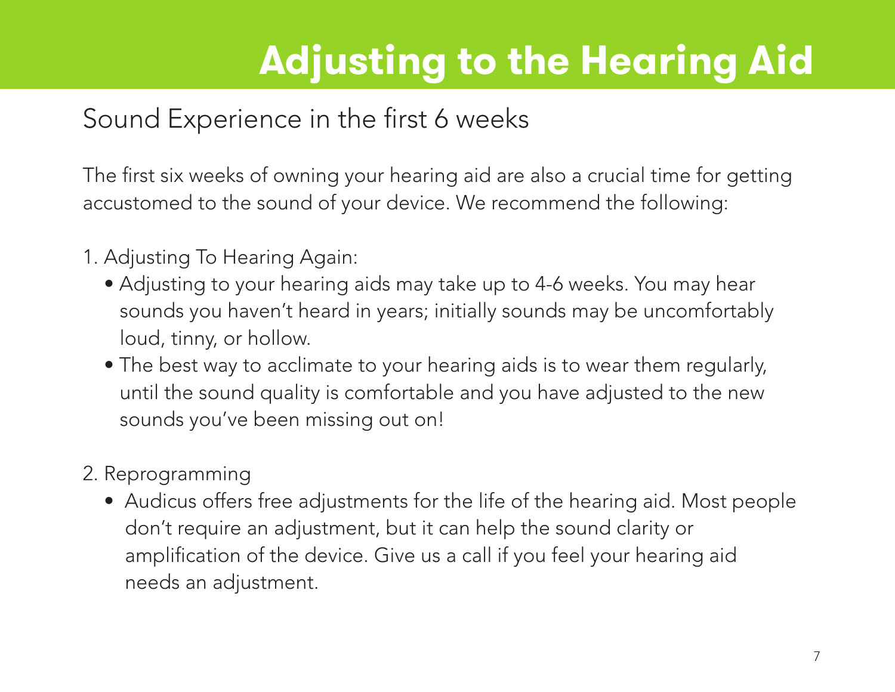# Adjusting to the Hearing Aid

## Sound Experience in the first 6 weeks

The first six weeks of owning your hearing aid are also a crucial time for getting accustomed to the sound of your device. We recommend the following:

1. Adjusting To Hearing Again:
   - Adjusting to your hearing aids may take up to 4-6 weeks. You may hear sounds you haven't heard in years; initially sounds may be uncomfortably loud, tinny, or hollow.
   - The best way to acclimate to your hearing aids is to wear them regularly, until the sound quality is comfortable and you have adjusted to the new sounds you've been missing out on!

2. Reprogramming
   - Audicus offers free adjustments for the life of the hearing aid. Most people don't require an adjustment, but it can help the sound clarity or amplification of the device. Give us a call if you feel your hearing aid needs an adjustment.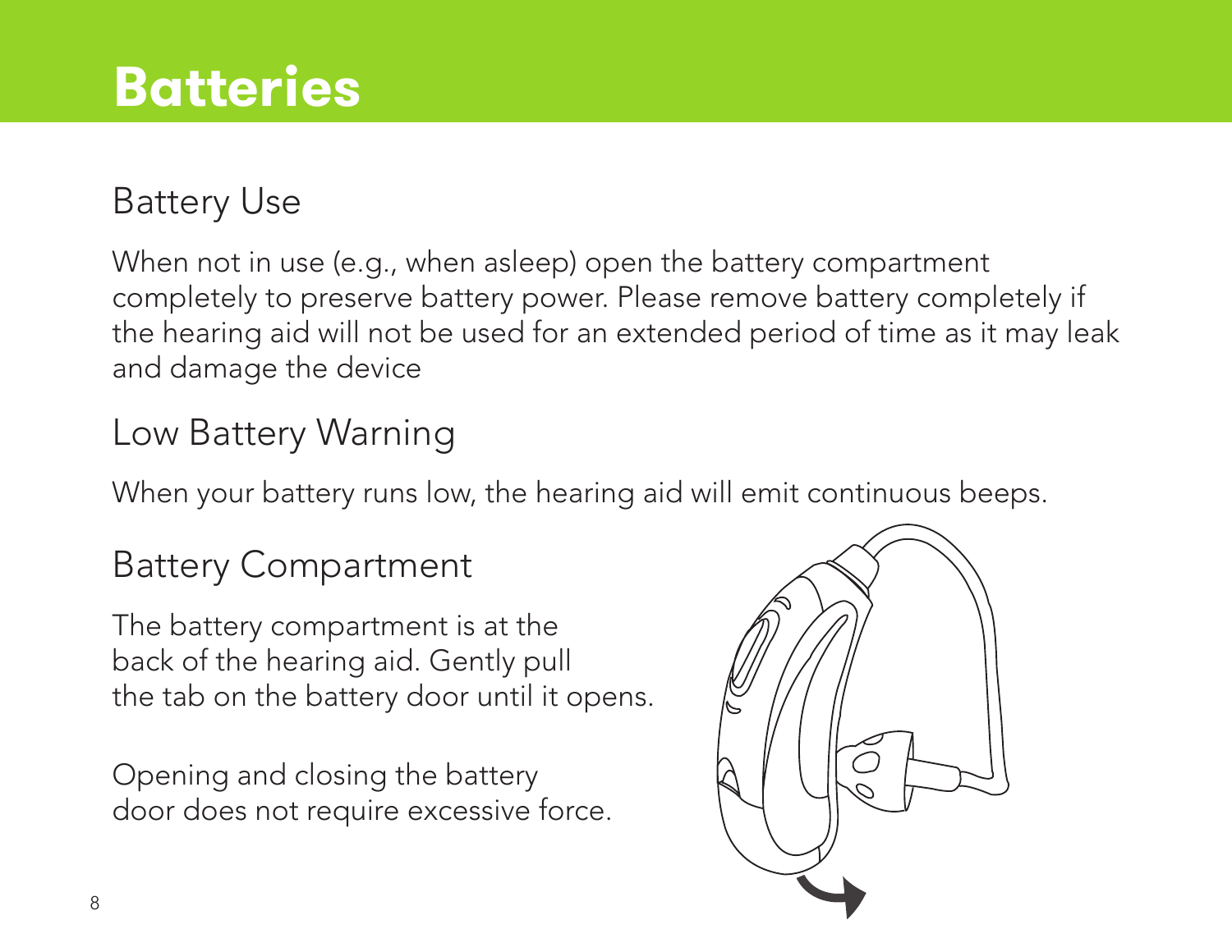# Batteries

## Battery Use

When not in use (e.g., when asleep) open the battery compartment completely to preserve battery power. Please remove battery completely if the hearing aid will not be used for an extended period of time as it may leak and damage the device

## Low Battery Warning

When your battery runs low, the hearing aid will emit continuous beeps.

## Battery Compartment

The battery compartment is at the back of the hearing aid. Gently pull the tab on the battery door until it opens.

Opening and closing the battery door does not require excessive force.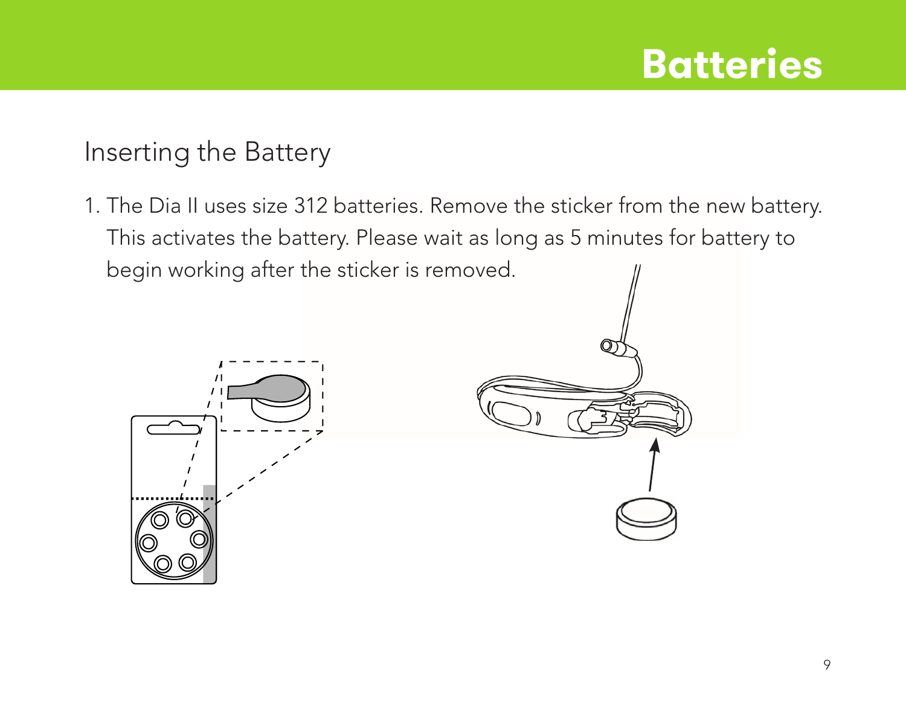# Batteries

## Inserting the Battery

1. The Dia II uses size 312 batteries. Remove the sticker from the new battery. This activates the battery. Please wait as long as 5 minutes for battery to begin working after the sticker is removed.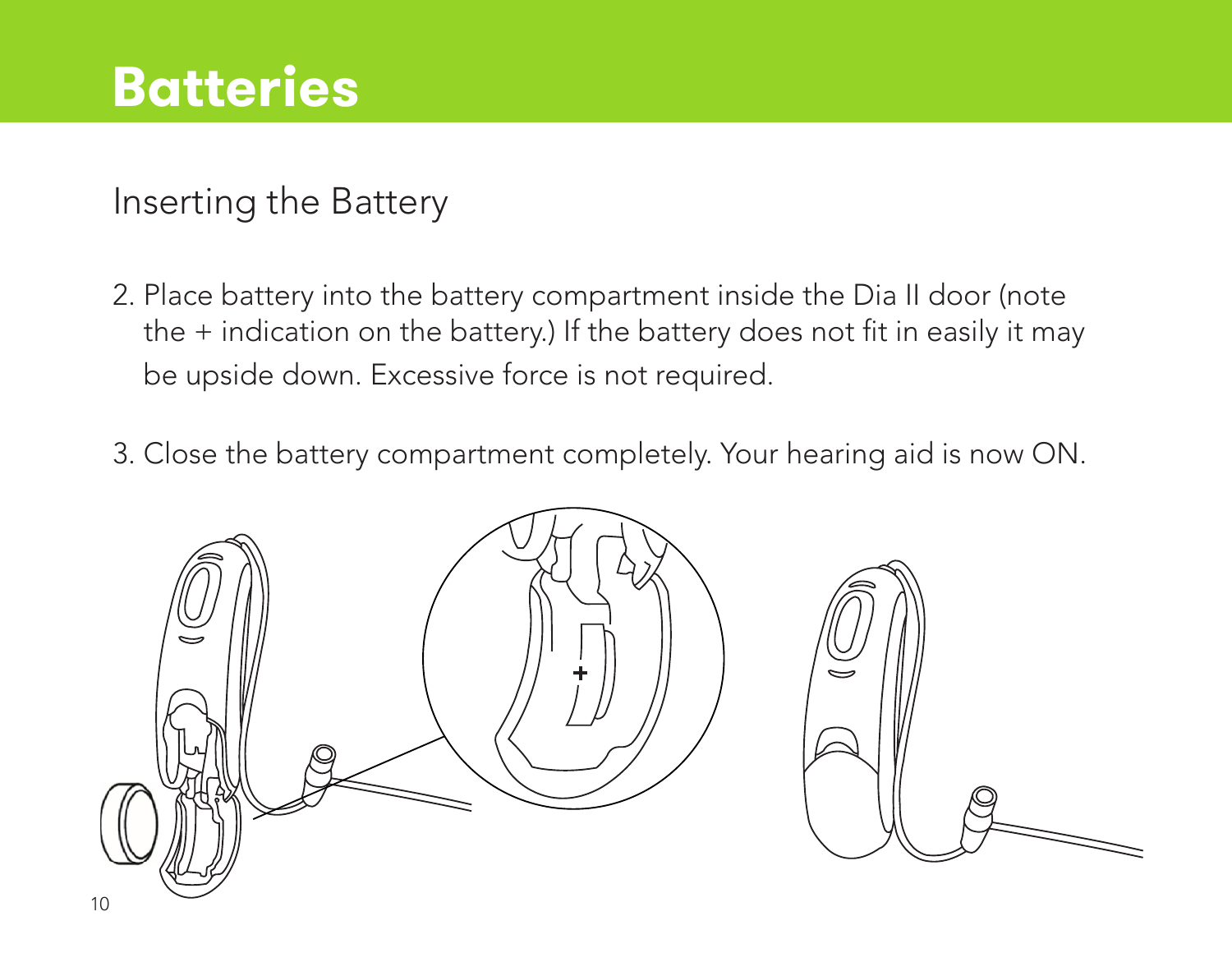# Batteries

## Inserting the Battery

2. Place battery into the battery compartment inside the Dia II door (note the + indication on the battery.) If the battery does not fit in easily it may be upside down. Excessive force is not required.

3. Close the battery compartment completely. Your hearing aid is now ON.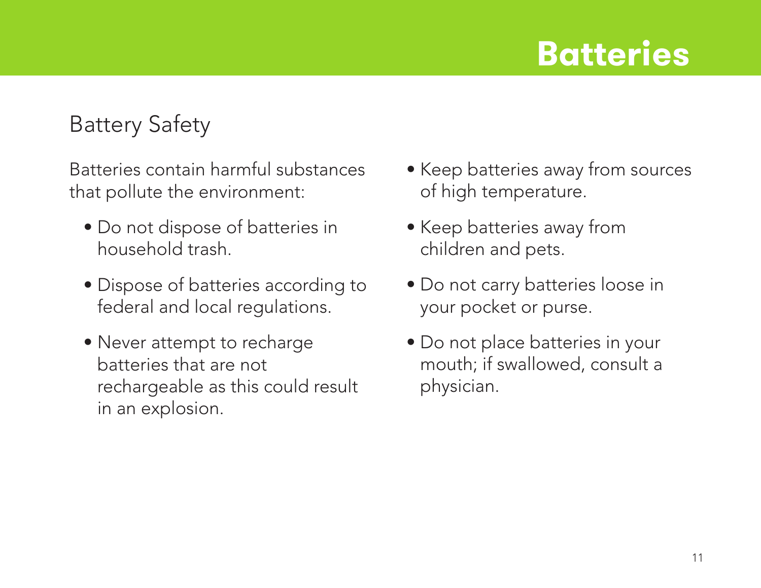# Batteries

## Battery Safety

Batteries contain harmful substances that pollute the environment:

- Do not dispose of batteries in household trash.
- Dispose of batteries according to federal and local regulations.
- Never attempt to recharge batteries that are not rechargeable as this could result in an explosion.
- Keep batteries away from sources of high temperature.
- Keep batteries away from children and pets.
- Do not carry batteries loose in your pocket or purse.
- Do not place batteries in your mouth; if swallowed, consult a physician.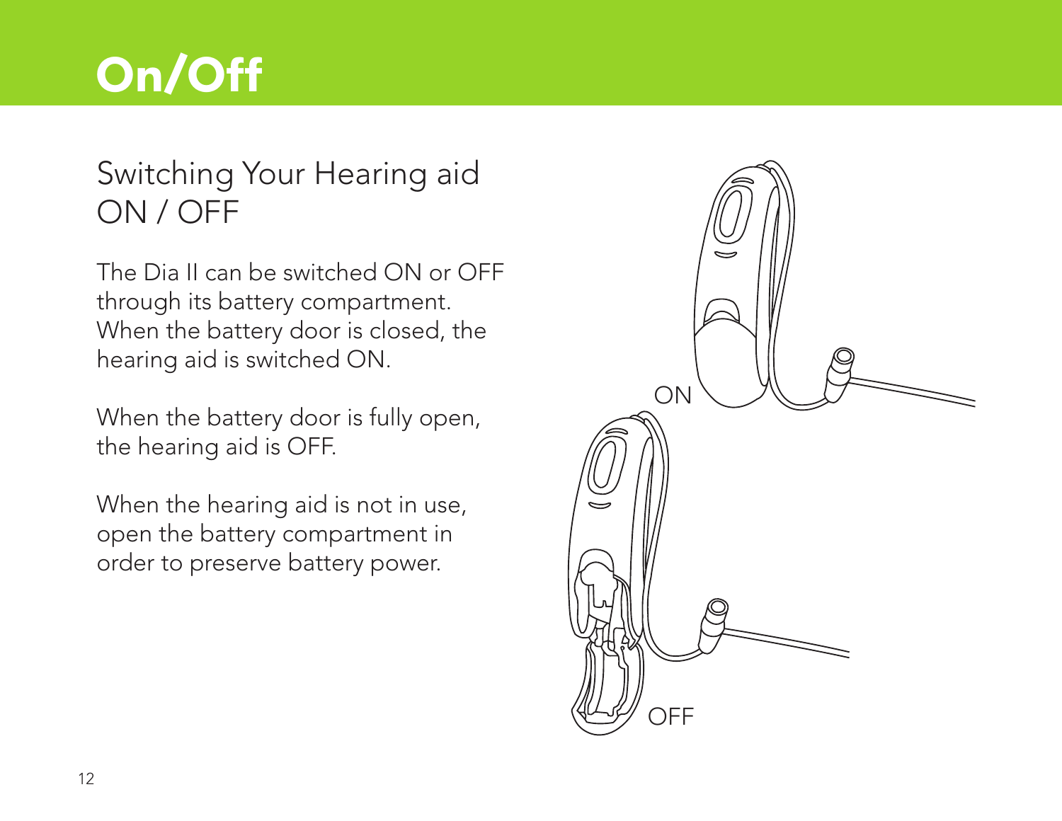# On/Off

## Switching Your Hearing aid ON / OFF

The Dia II can be switched ON or OFF through its battery compartment. When the battery door is closed, the hearing aid is switched ON.

When the battery door is fully open, the hearing aid is OFF.

When the hearing aid is not in use, open the battery compartment in order to preserve battery power.

ON

OFF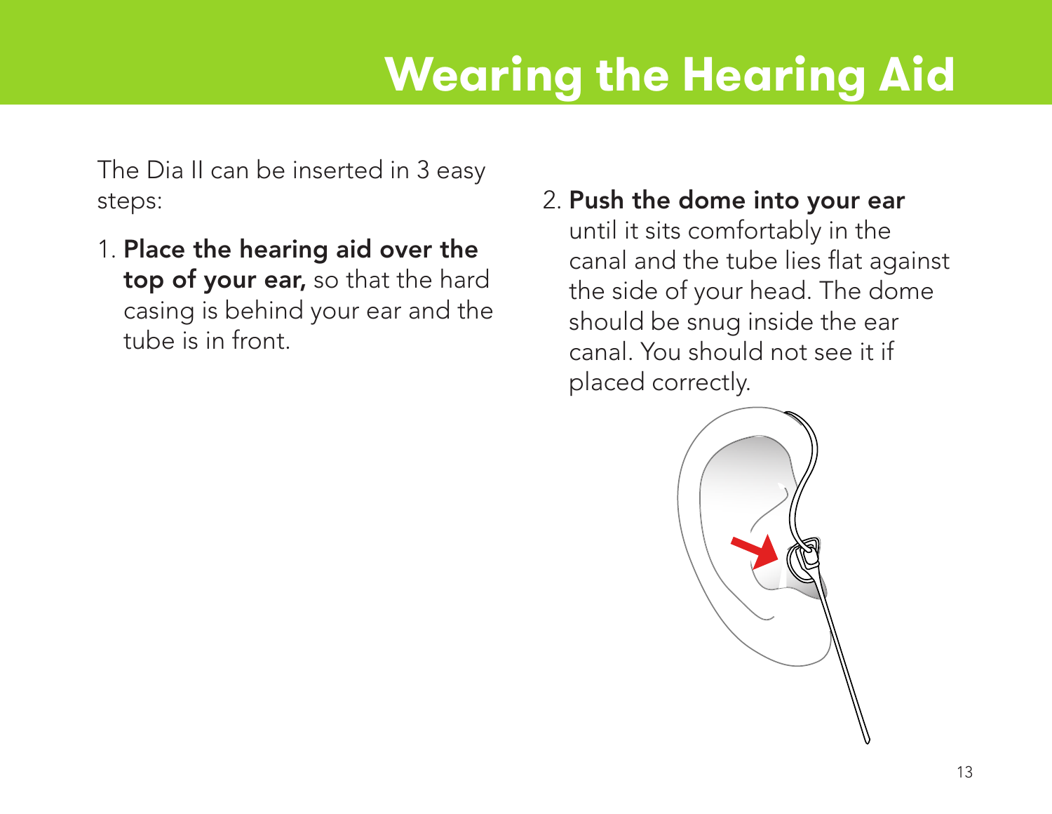# Wearing the Hearing Aid

The Dia II can be inserted in 3 easy steps:

1. **Place the hearing aid over the top of your ear,** so that the hard casing is behind your ear and the tube is in front.

2. **Push the dome into your ear** until it sits comfortably in the canal and the tube lies flat against the side of your head. The dome should be snug inside the ear canal. You should not see it if placed correctly.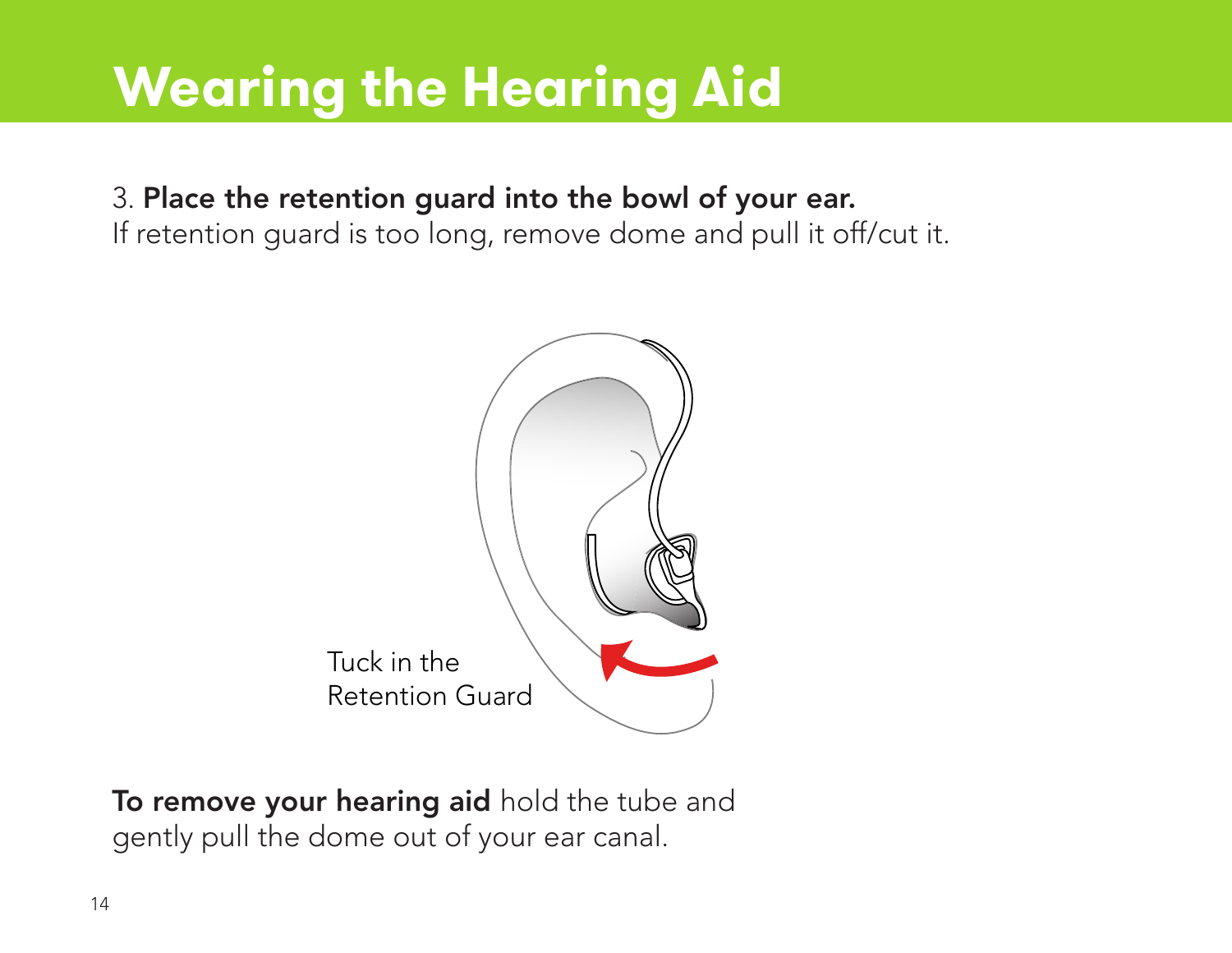# Wearing the Hearing Aid

3. **Place the retention guard into the bowl of your ear.**
If retention guard is too long, remove dome and pull it off/cut it.

Tuck in the Retention Guard

**To remove your hearing aid** hold the tube and gently pull the dome out of your ear canal.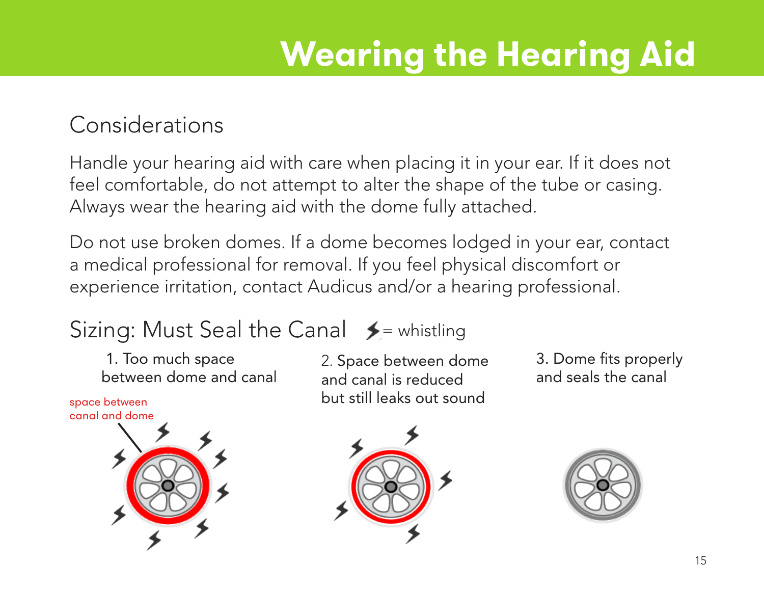# Wearing the Hearing Aid

## Considerations

Handle your hearing aid with care when placing it in your ear. If it does not feel comfortable, do not attempt to alter the shape of the tube or casing. Always wear the hearing aid with the dome fully attached.

Do not use broken domes. If a dome becomes lodged in your ear, contact a medical professional for removal. If you feel physical discomfort or experience irritation, contact Audicus and/or a hearing professional.

## Sizing: Must Seal the Canal

⚡ = whistling

1. Too much space between dome and canal

space between canal and dome

2. Space between dome and canal is reduced but still leaks out sound

3. Dome fits properly and seals the canal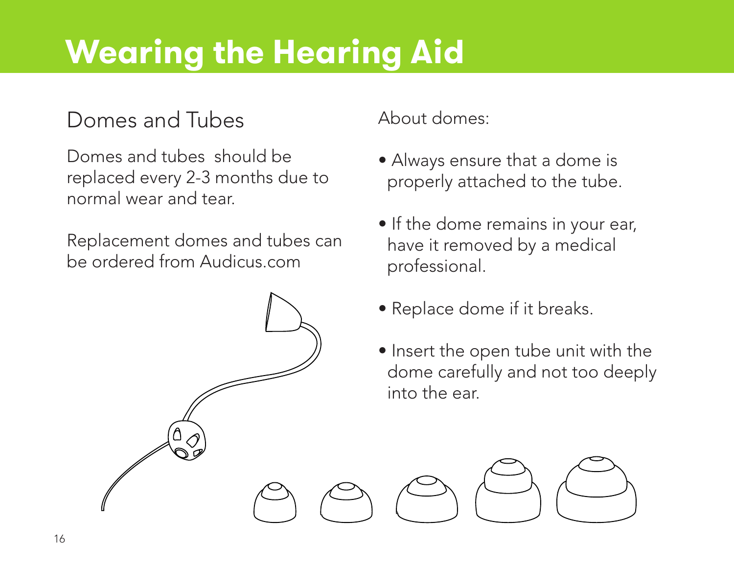# Wearing the Hearing Aid

## Domes and Tubes

Domes and tubes should be replaced every 2-3 months due to normal wear and tear.

Replacement domes and tubes can be ordered from Audicus.com

About domes:

- Always ensure that a dome is properly attached to the tube.
- If the dome remains in your ear, have it removed by a medical professional.
- Replace dome if it breaks.
- Insert the open tube unit with the dome carefully and not too deeply into the ear.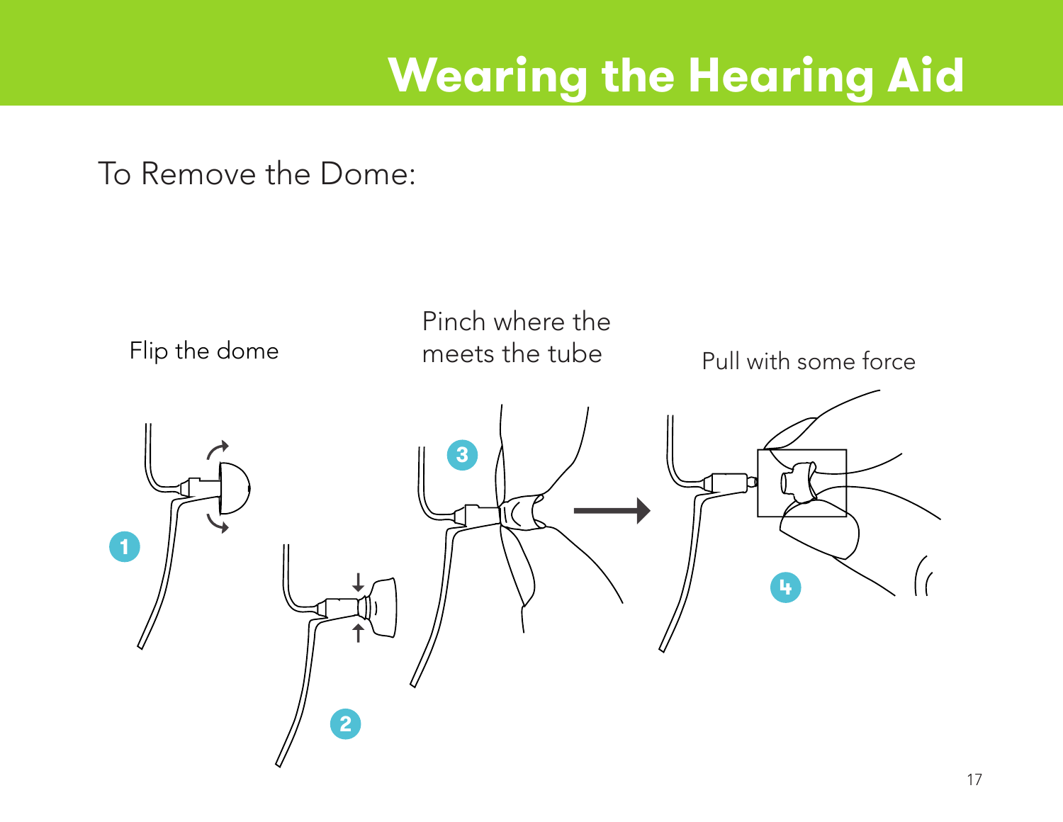# Wearing the Hearing Aid

To Remove the Dome:

1. Flip the dome
2. Pinch where the meets the tube
3. Pull with some force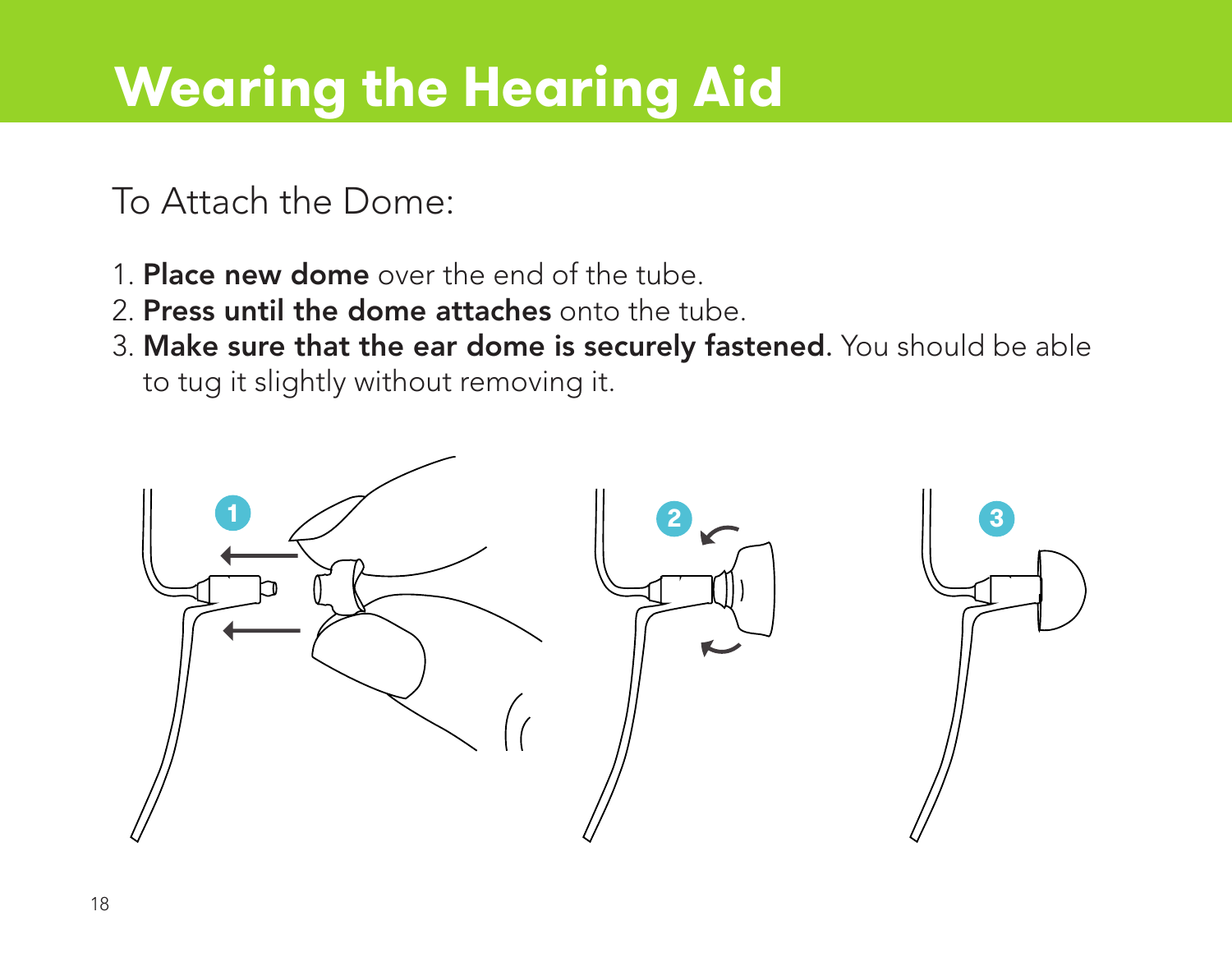# Wearing the Hearing Aid

To Attach the Dome:

1. **Place new dome** over the end of the tube.
2. **Press until the dome attaches** onto the tube.
3. **Make sure that the ear dome is securely fastened.** You should be able to tug it slightly without removing it.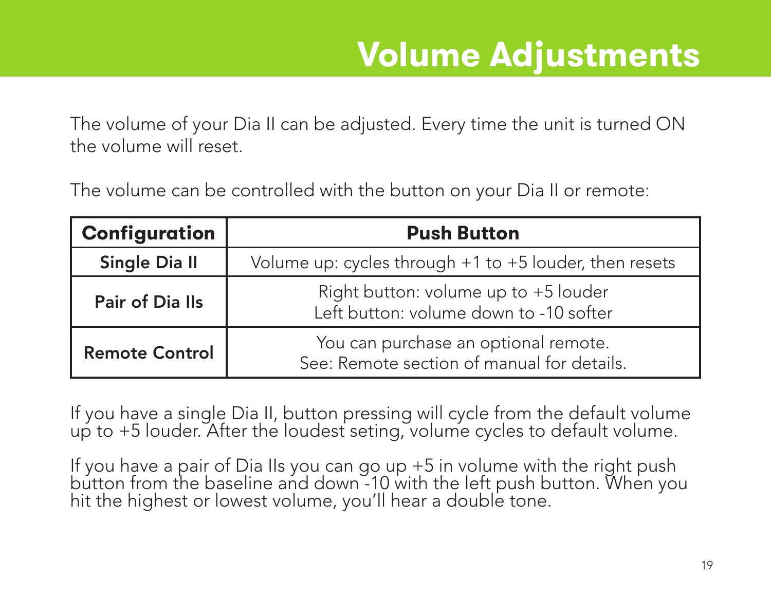# Volume Adjustments

The volume of your Dia II can be adjusted. Every time the unit is turned ON the volume will reset.

The volume can be controlled with the button on your Dia II or remote:

| Configuration | Push Button |
|---|---|
| **Single Dia II** | Volume up: cycles through +1 to +5 louder, then resets |
| **Pair of Dia IIs** | Right button: volume up to +5 louder<br>Left button: volume down to -10 softer |
| **Remote Control** | You can purchase an optional remote.<br>See: Remote section of manual for details. |

If you have a single Dia II, button pressing will cycle from the default volume up to +5 louder. After the loudest seting, volume cycles to default volume.

If you have a pair of Dia IIs you can go up +5 in volume with the right push button from the baseline and down -10 with the left push button. When you hit the highest or lowest volume, you'll hear a double tone.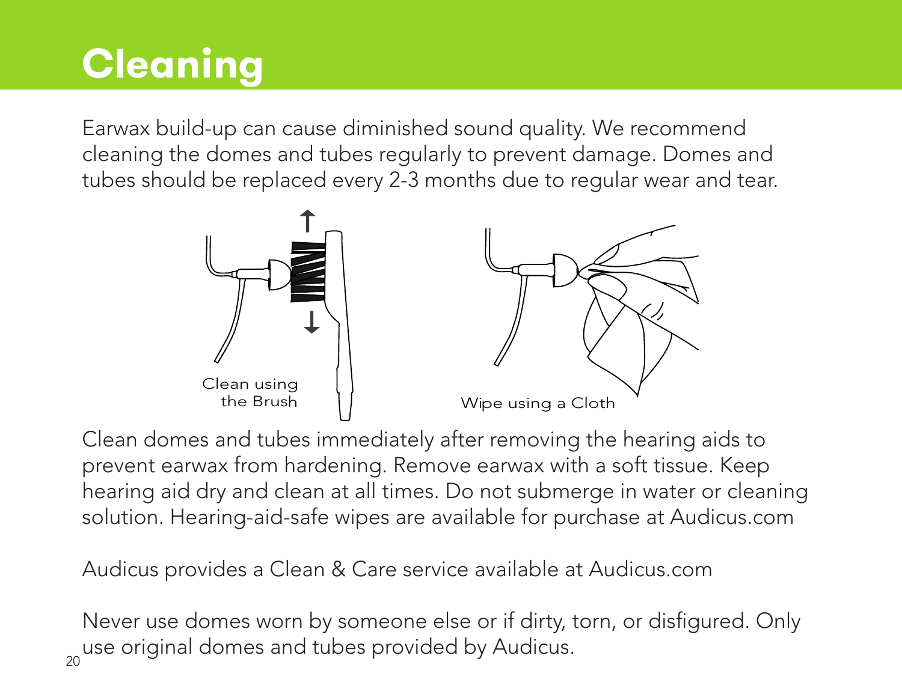# Cleaning

Earwax build-up can cause diminished sound quality. We recommend cleaning the domes and tubes regularly to prevent damage. Domes and tubes should be replaced every 2-3 months due to regular wear and tear.

Clean using the Brush

Wipe using a Cloth

Clean domes and tubes immediately after removing the hearing aids to prevent earwax from hardening. Remove earwax with a soft tissue. Keep hearing aid dry and clean at all times. Do not submerge in water or cleaning solution. Hearing-aid-safe wipes are available for purchase at Audicus.com

Audicus provides a Clean & Care service available at Audicus.com

Never use domes worn by someone else or if dirty, torn, or disfigured. Only use original domes and tubes provided by Audicus.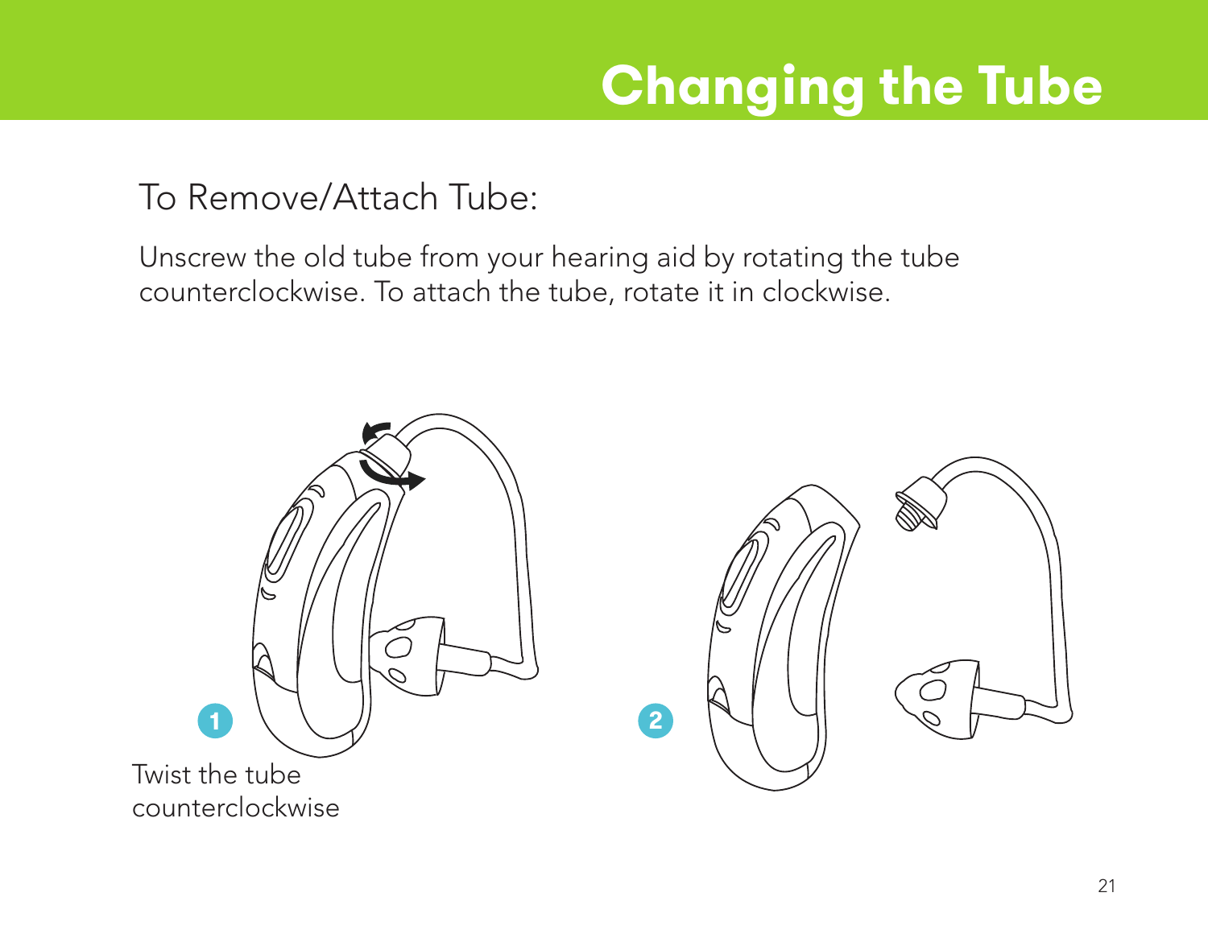# Changing the Tube

## To Remove/Attach Tube:

Unscrew the old tube from your hearing aid by rotating the tube counterclockwise. To attach the tube, rotate it in clockwise.

1 Twist the tube counterclockwise

2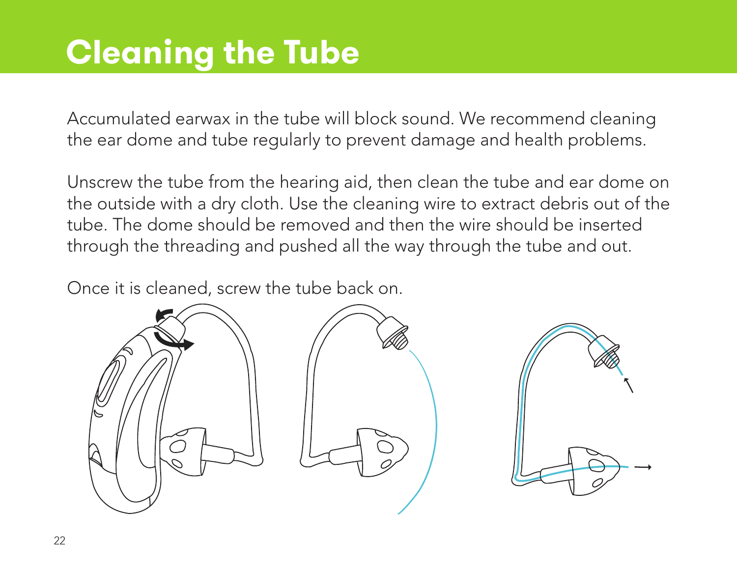# Cleaning the Tube

Accumulated earwax in the tube will block sound. We recommend cleaning the ear dome and tube regularly to prevent damage and health problems.

Unscrew the tube from the hearing aid, then clean the tube and ear dome on the outside with a dry cloth. Use the cleaning wire to extract debris out of the tube. The dome should be removed and then the wire should be inserted through the threading and pushed all the way through the tube and out.

Once it is cleaned, screw the tube back on.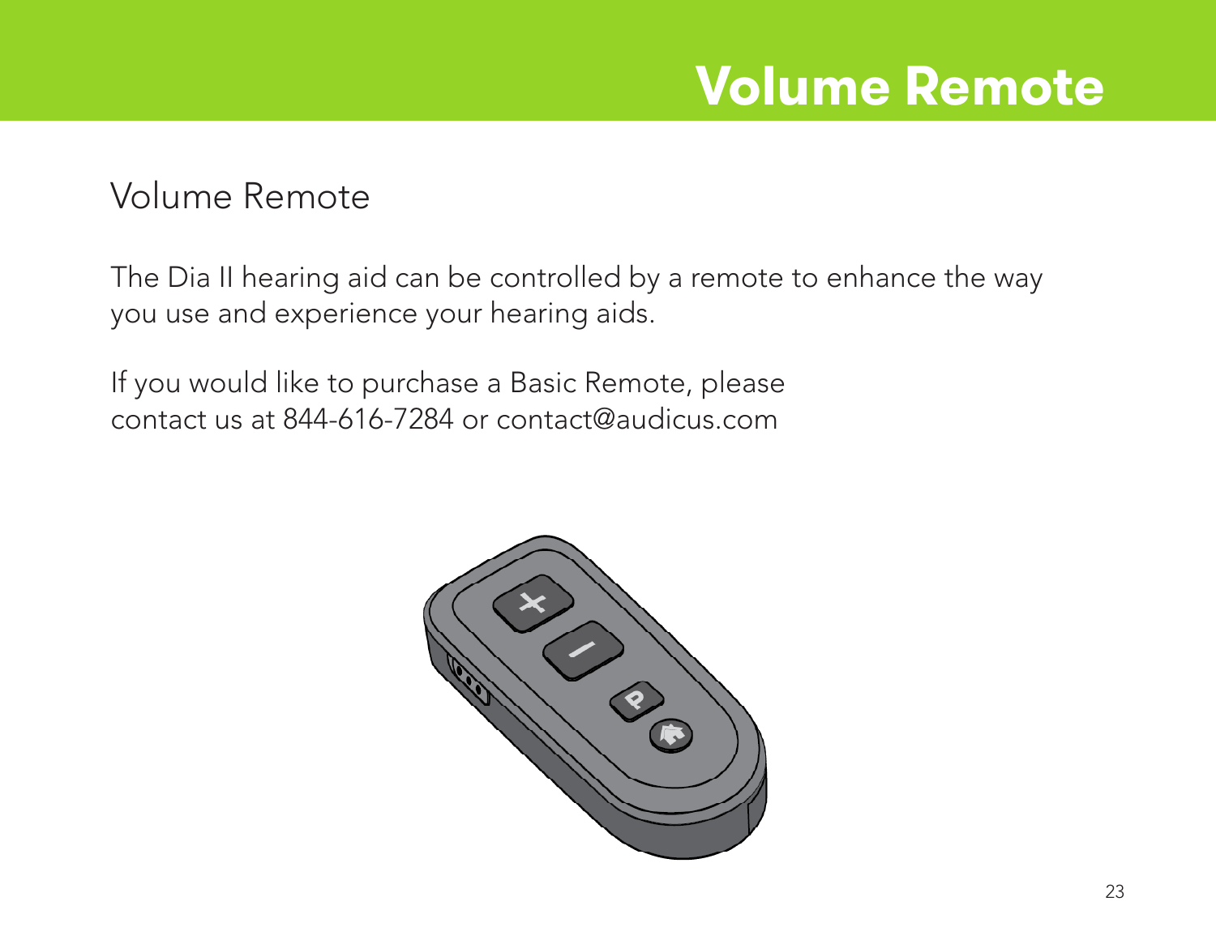# Volume Remote

## Volume Remote

The Dia II hearing aid can be controlled by a remote to enhance the way you use and experience your hearing aids.

If you would like to purchase a Basic Remote, please contact us at 844-616-7284 or contact@audicus.com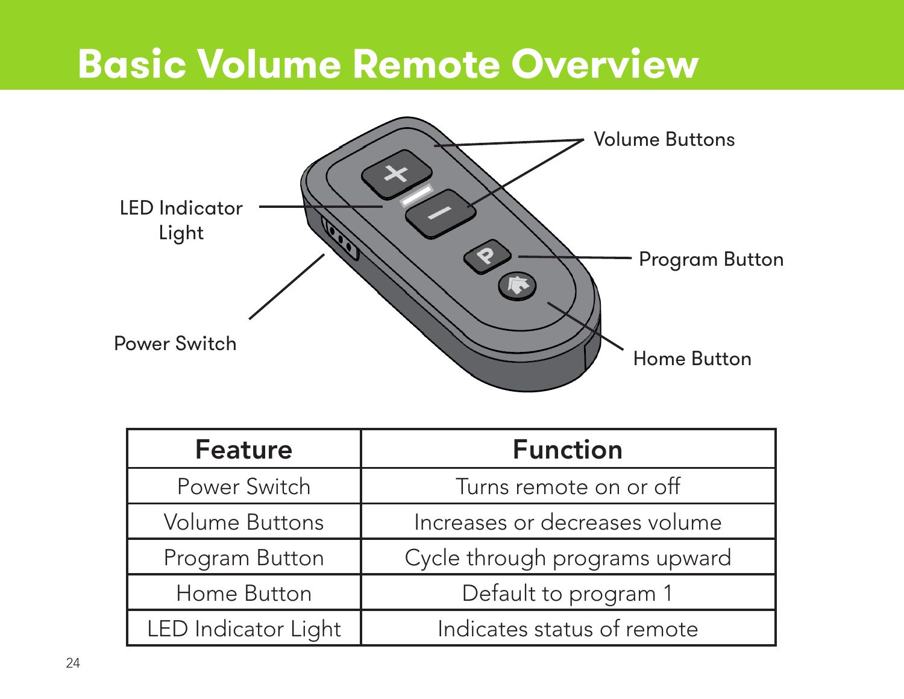# Basic Volume Remote Overview

| Feature | Function |
| --- | --- |
| Power Switch | Turns remote on or off |
| Volume Buttons | Increases or decreases volume |
| Program Button | Cycle through programs upward |
| Home Button | Default to program 1 |
| LED Indicator Light | Indicates status of remote |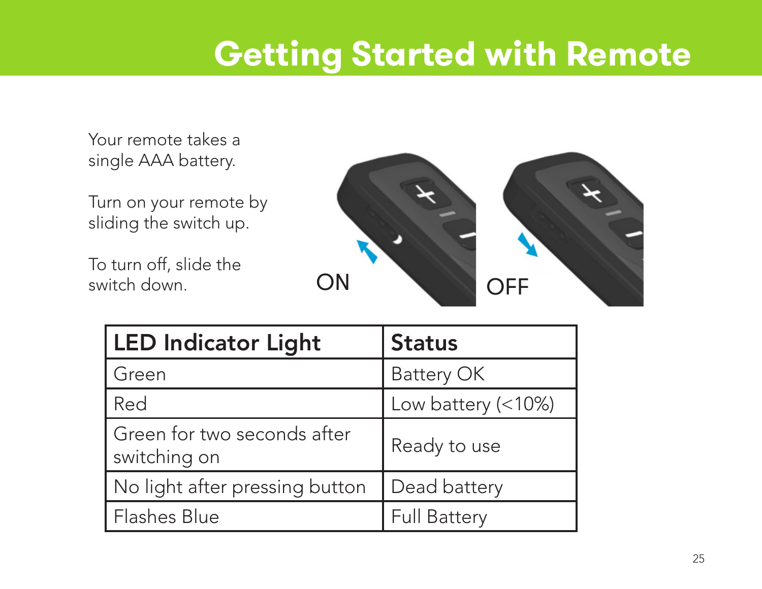# Getting Started with Remote

Your remote takes a single AAA battery.

Turn on your remote by sliding the switch up.

To turn off, slide the switch down.

ON

OFF

| LED Indicator Light | Status |
| --- | --- |
| Green | Battery OK |
| Red | Low battery (<10%) |
| Green for two seconds after switching on | Ready to use |
| No light after pressing button | Dead battery |
| Flashes Blue | Full Battery |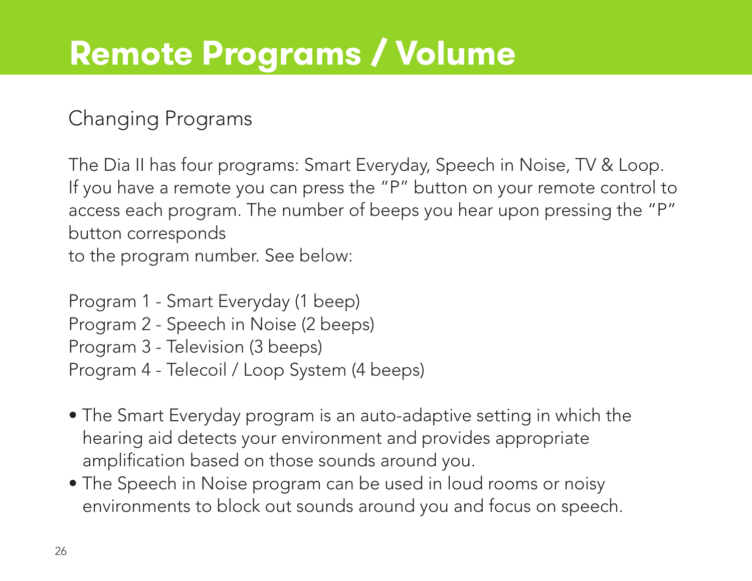# Remote Programs / Volume

## Changing Programs

The Dia II has four programs: Smart Everyday, Speech in Noise, TV & Loop. If you have a remote you can press the "P" button on your remote control to access each program. The number of beeps you hear upon pressing the "P" button corresponds
to the program number. See below:

Program 1 - Smart Everyday (1 beep)
Program 2 - Speech in Noise (2 beeps)
Program 3 - Television (3 beeps)
Program 4 - Telecoil / Loop System (4 beeps)

- The Smart Everyday program is an auto-adaptive setting in which the hearing aid detects your environment and provides appropriate amplification based on those sounds around you.
- The Speech in Noise program can be used in loud rooms or noisy environments to block out sounds around you and focus on speech.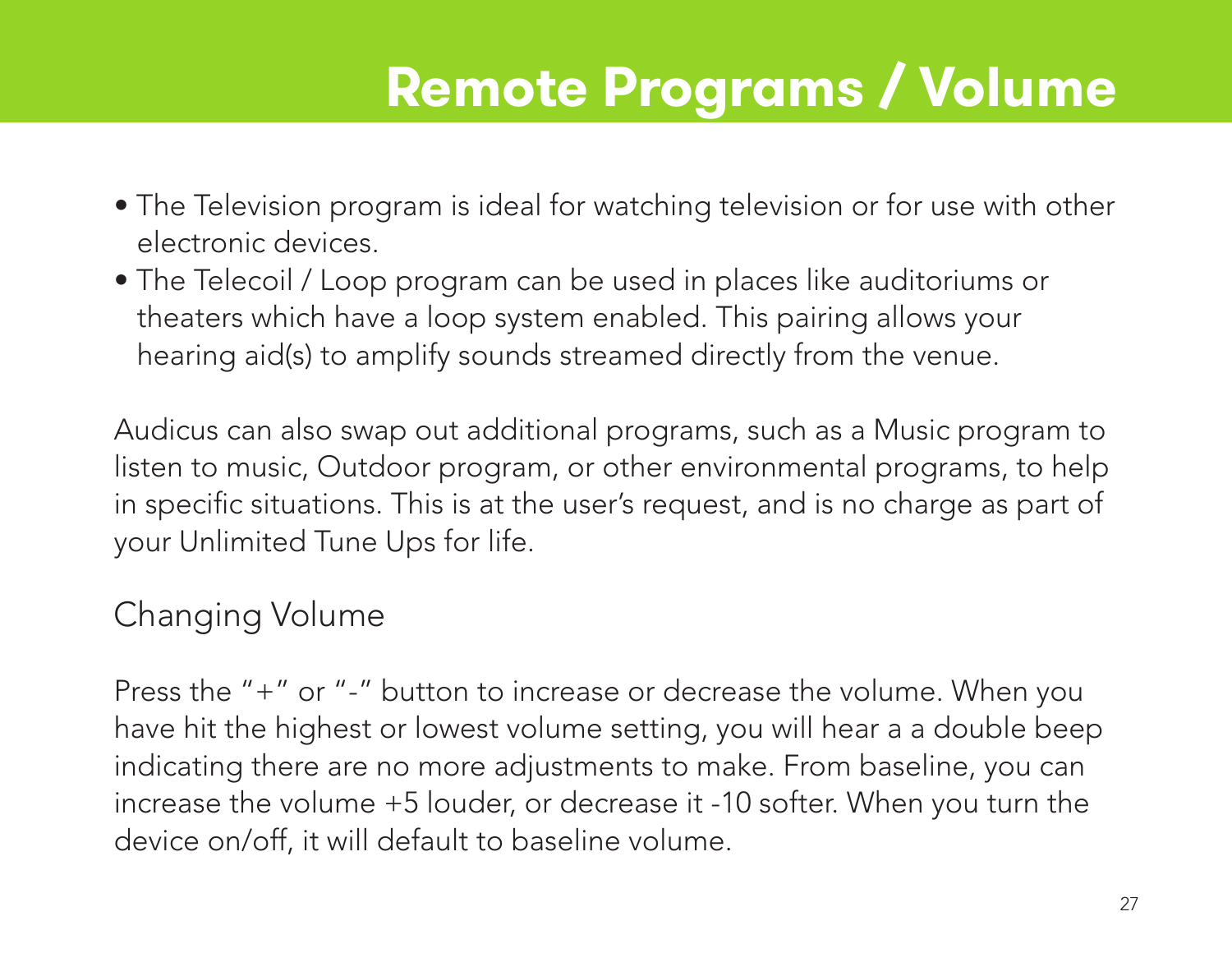# Remote Programs / Volume

- The Television program is ideal for watching television or for use with other electronic devices.
- The Telecoil / Loop program can be used in places like auditoriums or theaters which have a loop system enabled. This pairing allows your hearing aid(s) to amplify sounds streamed directly from the venue.

Audicus can also swap out additional programs, such as a Music program to listen to music, Outdoor program, or other environmental programs, to help in specific situations. This is at the user's request, and is no charge as part of your Unlimited Tune Ups for life.

## Changing Volume

Press the "+" or "-" button to increase or decrease the volume. When you have hit the highest or lowest volume setting, you will hear a a double beep indicating there are no more adjustments to make. From baseline, you can increase the volume +5 louder, or decrease it -10 softer. When you turn the device on/off, it will default to baseline volume.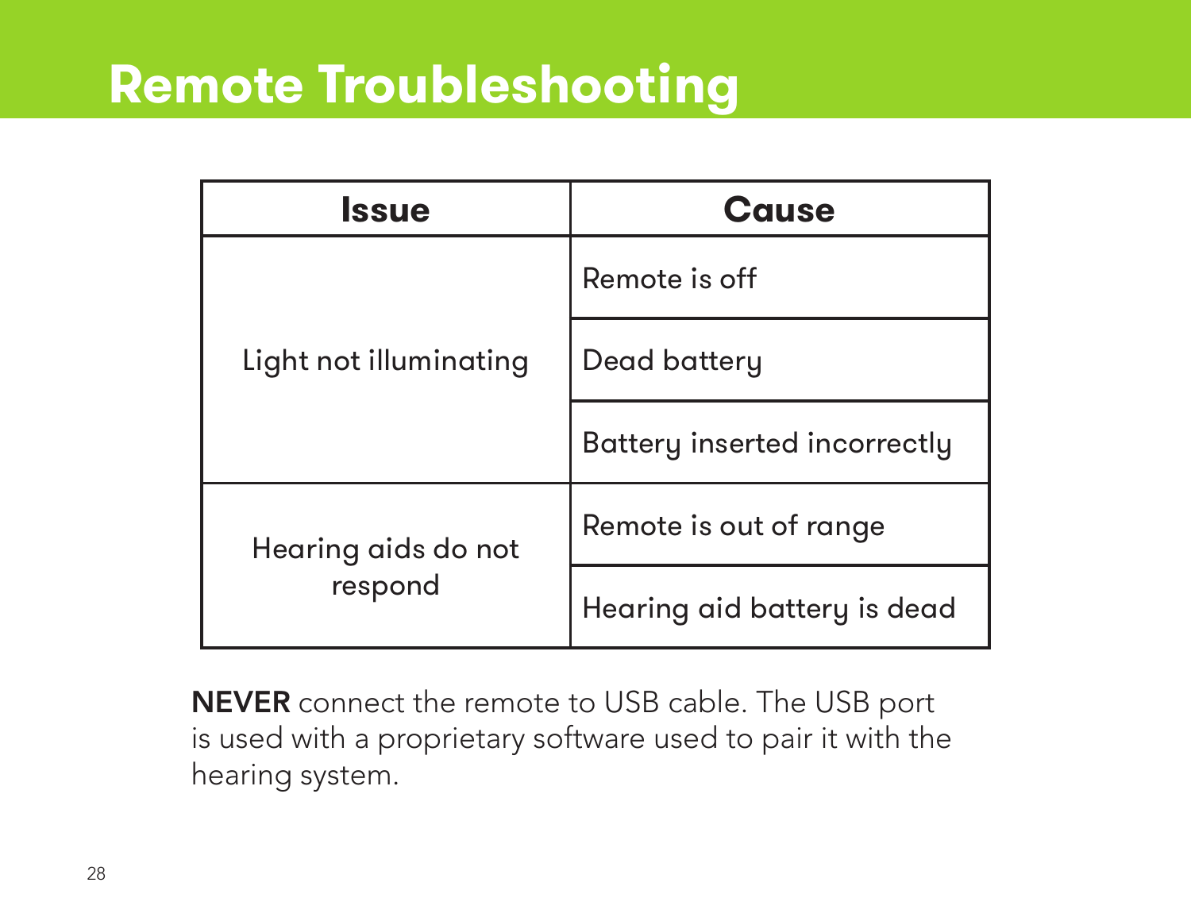# Remote Troubleshooting

| Issue | Cause |
|---|---|
| Light not illuminating | Remote is off |
| | Dead battery |
| | Battery inserted incorrectly |
| Hearing aids do not respond | Remote is out of range |
| | Hearing aid battery is dead |

**NEVER** connect the remote to USB cable. The USB port is used with a proprietary software used to pair it with the hearing system.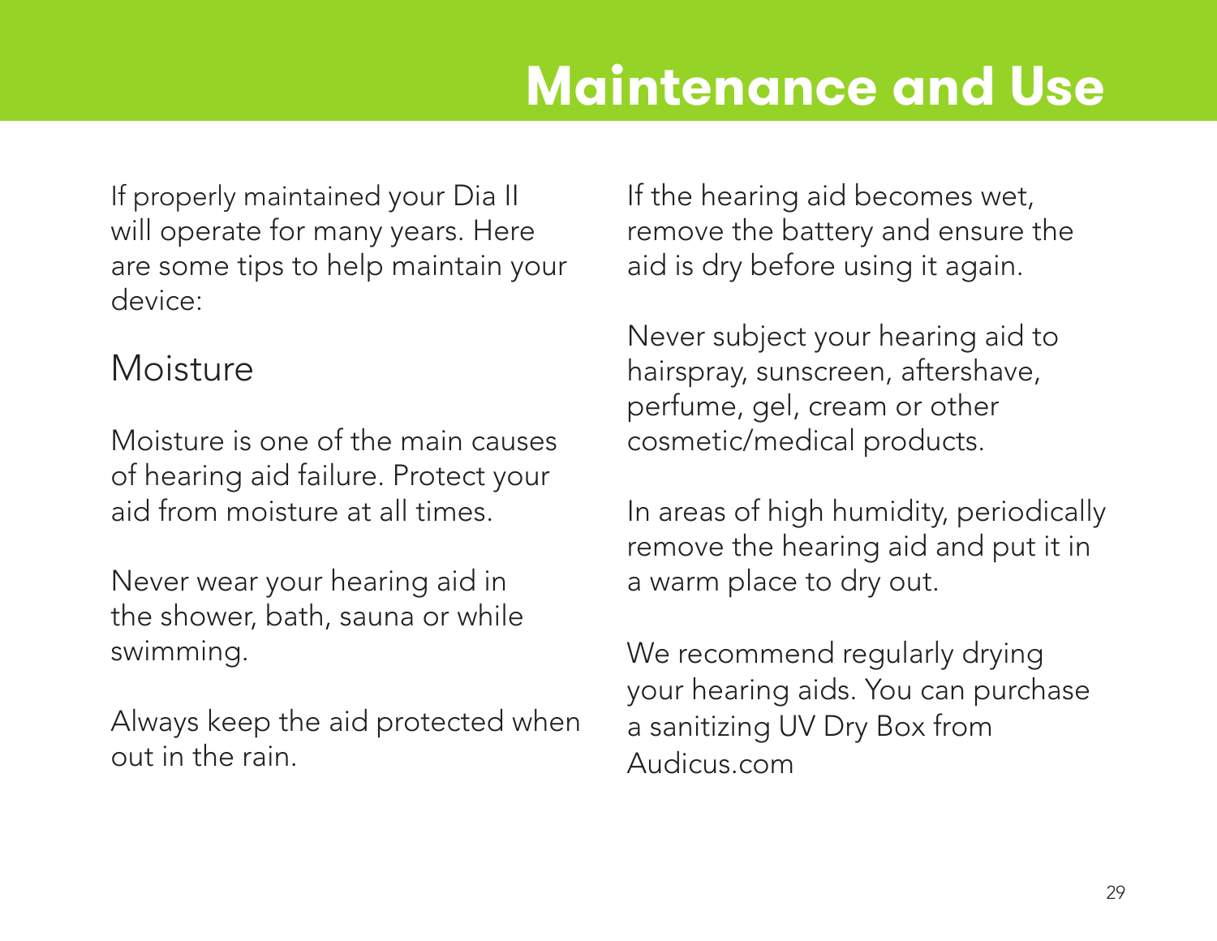# Maintenance and Use

If properly maintained your Dia II will operate for many years. Here are some tips to help maintain your device:

## Moisture

Moisture is one of the main causes of hearing aid failure. Protect your aid from moisture at all times.

Never wear your hearing aid in the shower, bath, sauna or while swimming.

Always keep the aid protected when out in the rain.

If the hearing aid becomes wet, remove the battery and ensure the aid is dry before using it again.

Never subject your hearing aid to hairspray, sunscreen, aftershave, perfume, gel, cream or other cosmetic/medical products.

In areas of high humidity, periodically remove the hearing aid and put it in a warm place to dry out.

We recommend regularly drying your hearing aids. You can purchase a sanitizing UV Dry Box from Audicus.com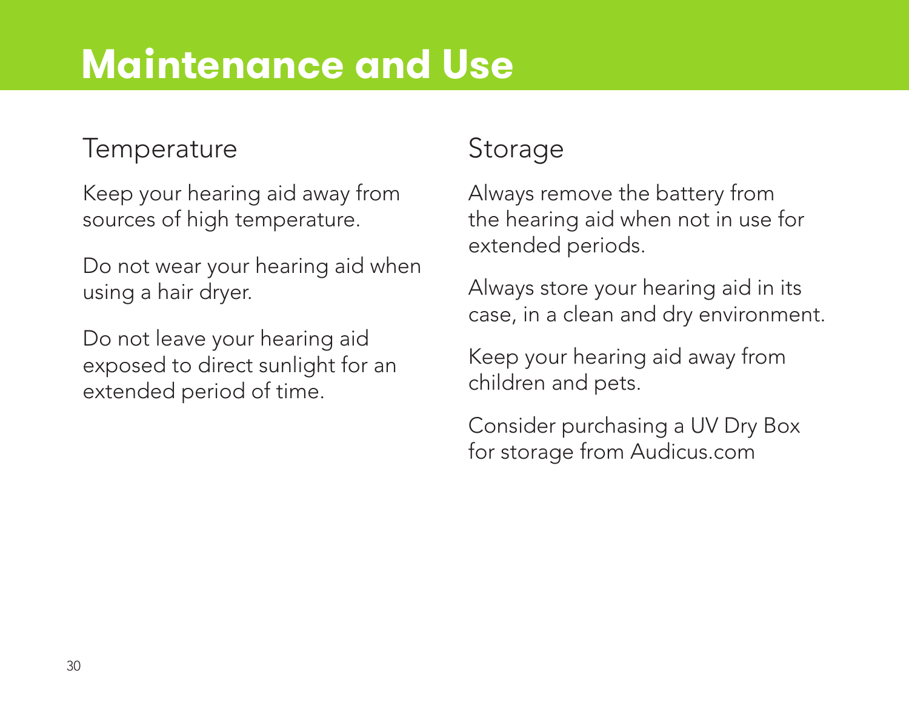# Maintenance and Use

## Temperature

Keep your hearing aid away from sources of high temperature.

Do not wear your hearing aid when using a hair dryer.

Do not leave your hearing aid exposed to direct sunlight for an extended period of time.

## Storage

Always remove the battery from the hearing aid when not in use for extended periods.

Always store your hearing aid in its case, in a clean and dry environment.

Keep your hearing aid away from children and pets.

Consider purchasing a UV Dry Box for storage from Audicus.com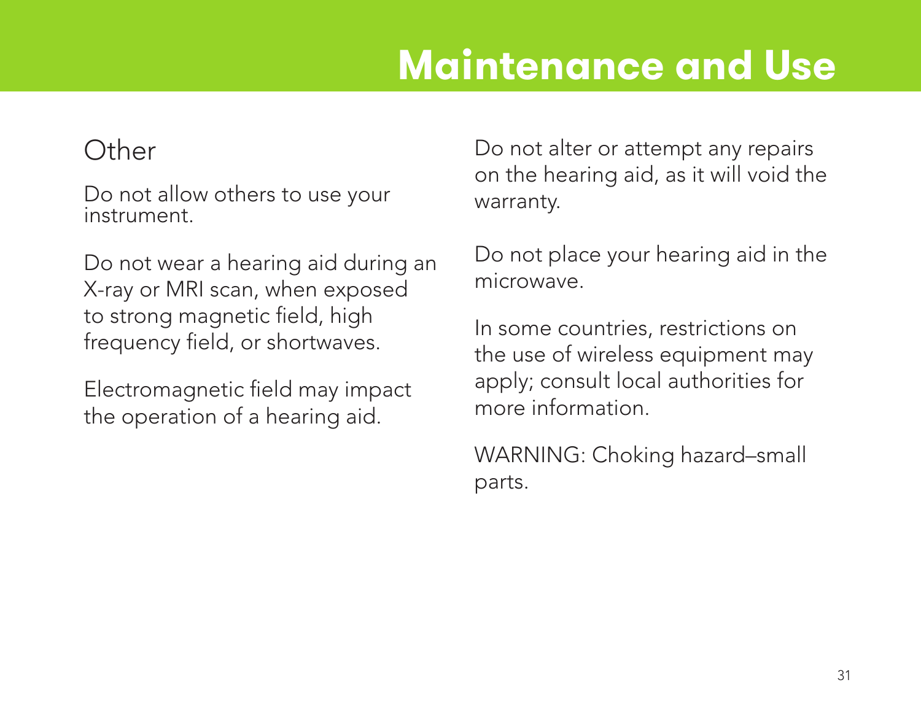# Maintenance and Use

## Other

Do not allow others to use your instrument.

Do not wear a hearing aid during an X-ray or MRI scan, when exposed to strong magnetic field, high frequency field, or shortwaves.

Electromagnetic field may impact the operation of a hearing aid.

Do not alter or attempt any repairs on the hearing aid, as it will void the warranty.

Do not place your hearing aid in the microwave.

In some countries, restrictions on the use of wireless equipment may apply; consult local authorities for more information.

WARNING: Choking hazard–small parts.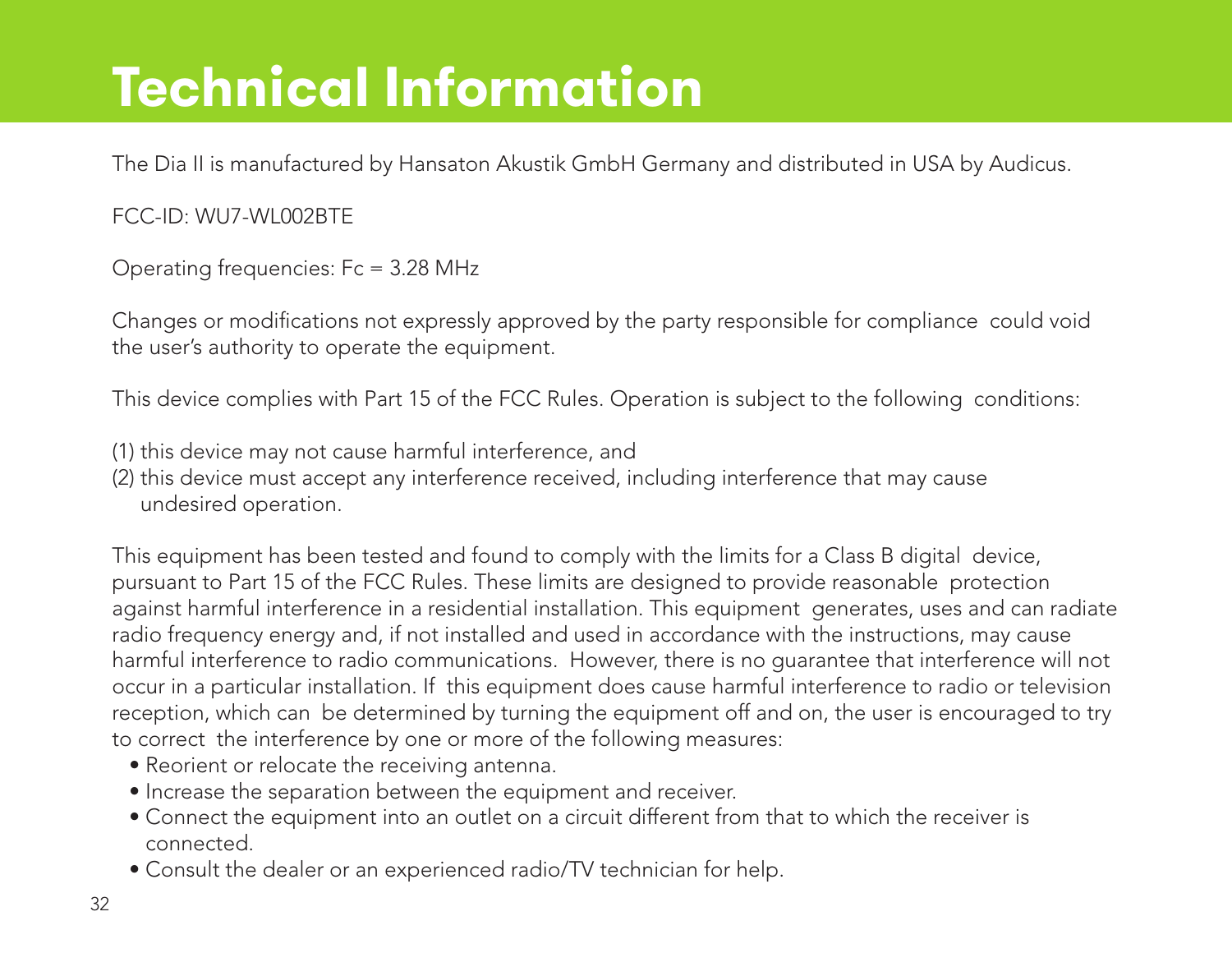# Technical Information

The Dia II is manufactured by Hansaton Akustik GmbH Germany and distributed in USA by Audicus.

FCC-ID: WU7-WL002BTE

Operating frequencies: Fc = 3.28 MHz

Changes or modifications not expressly approved by the party responsible for compliance could void the user's authority to operate the equipment.

This device complies with Part 15 of the FCC Rules. Operation is subject to the following conditions:

(1) this device may not cause harmful interference, and
(2) this device must accept any interference received, including interference that may cause undesired operation.

This equipment has been tested and found to comply with the limits for a Class B digital device, pursuant to Part 15 of the FCC Rules. These limits are designed to provide reasonable protection against harmful interference in a residential installation. This equipment generates, uses and can radiate radio frequency energy and, if not installed and used in accordance with the instructions, may cause harmful interference to radio communications. However, there is no guarantee that interference will not occur in a particular installation. If this equipment does cause harmful interference to radio or television reception, which can be determined by turning the equipment off and on, the user is encouraged to try to correct the interference by one or more of the following measures:

- Reorient or relocate the receiving antenna.
- Increase the separation between the equipment and receiver.
- Connect the equipment into an outlet on a circuit different from that to which the receiver is connected.
- Consult the dealer or an experienced radio/TV technician for help.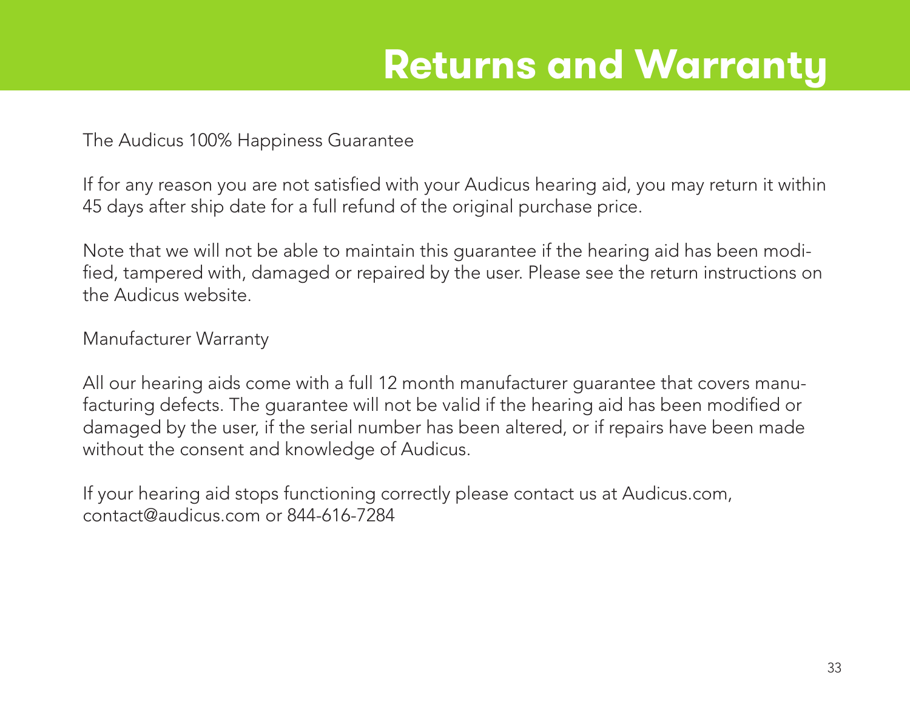# Returns and Warranty

The Audicus 100% Happiness Guarantee

If for any reason you are not satisfied with your Audicus hearing aid, you may return it within 45 days after ship date for a full refund of the original purchase price.

Note that we will not be able to maintain this guarantee if the hearing aid has been modified, tampered with, damaged or repaired by the user. Please see the return instructions on the Audicus website.

Manufacturer Warranty

All our hearing aids come with a full 12 month manufacturer guarantee that covers manufacturing defects. The guarantee will not be valid if the hearing aid has been modified or damaged by the user, if the serial number has been altered, or if repairs have been made without the consent and knowledge of Audicus.

If your hearing aid stops functioning correctly please contact us at Audicus.com, contact@audicus.com or 844-616-7284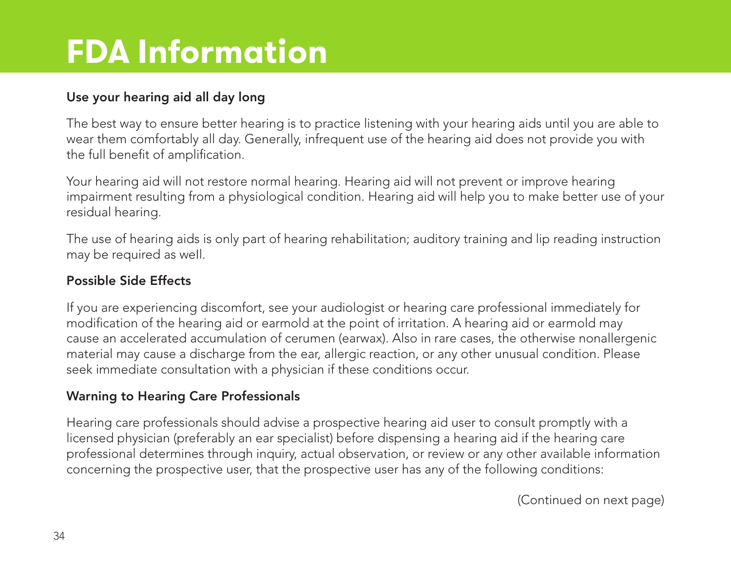# FDA Information

**Use your hearing aid all day long**

The best way to ensure better hearing is to practice listening with your hearing aids until you are able to wear them comfortably all day. Generally, infrequent use of the hearing aid does not provide you with the full benefit of amplification.

Your hearing aid will not restore normal hearing. Hearing aid will not prevent or improve hearing impairment resulting from a physiological condition. Hearing aid will help you to make better use of your residual hearing.

The use of hearing aids is only part of hearing rehabilitation; auditory training and lip reading instruction may be required as well.

**Possible Side Effects**

If you are experiencing discomfort, see your audiologist or hearing care professional immediately for modification of the hearing aid or earmold at the point of irritation. A hearing aid or earmold may cause an accelerated accumulation of cerumen (earwax). Also in rare cases, the otherwise nonallergenic material may cause a discharge from the ear, allergic reaction, or any other unusual condition. Please seek immediate consultation with a physician if these conditions occur.

**Warning to Hearing Care Professionals**

Hearing care professionals should advise a prospective hearing aid user to consult promptly with a licensed physician (preferably an ear specialist) before dispensing a hearing aid if the hearing care professional determines through inquiry, actual observation, or review or any other available information concerning the prospective user, that the prospective user has any of the following conditions:

(Continued on next page)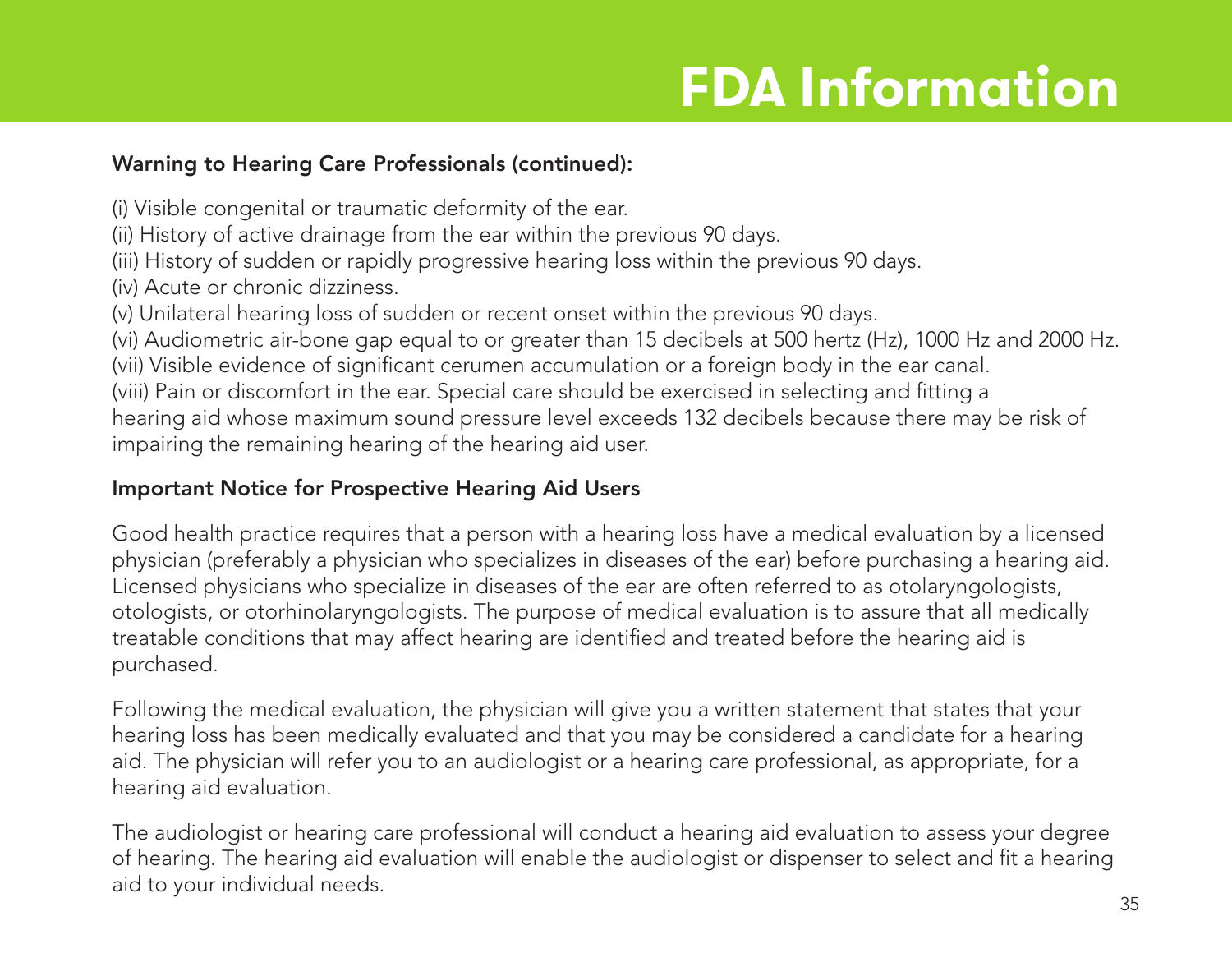# FDA Information

**Warning to Hearing Care Professionals (continued):**

(i) Visible congenital or traumatic deformity of the ear.
(ii) History of active drainage from the ear within the previous 90 days.
(iii) History of sudden or rapidly progressive hearing loss within the previous 90 days.
(iv) Acute or chronic dizziness.
(v) Unilateral hearing loss of sudden or recent onset within the previous 90 days.
(vi) Audiometric air-bone gap equal to or greater than 15 decibels at 500 hertz (Hz), 1000 Hz and 2000 Hz.
(vii) Visible evidence of significant cerumen accumulation or a foreign body in the ear canal.
(viii) Pain or discomfort in the ear. Special care should be exercised in selecting and fitting a hearing aid whose maximum sound pressure level exceeds 132 decibels because there may be risk of impairing the remaining hearing of the hearing aid user.

**Important Notice for Prospective Hearing Aid Users**

Good health practice requires that a person with a hearing loss have a medical evaluation by a licensed physician (preferably a physician who specializes in diseases of the ear) before purchasing a hearing aid. Licensed physicians who specialize in diseases of the ear are often referred to as otolaryngologists, otologists, or otorhinolaryngologists. The purpose of medical evaluation is to assure that all medically treatable conditions that may affect hearing are identified and treated before the hearing aid is purchased.

Following the medical evaluation, the physician will give you a written statement that states that your hearing loss has been medically evaluated and that you may be considered a candidate for a hearing aid. The physician will refer you to an audiologist or a hearing care professional, as appropriate, for a hearing aid evaluation.

The audiologist or hearing care professional will conduct a hearing aid evaluation to assess your degree of hearing. The hearing aid evaluation will enable the audiologist or dispenser to select and fit a hearing aid to your individual needs.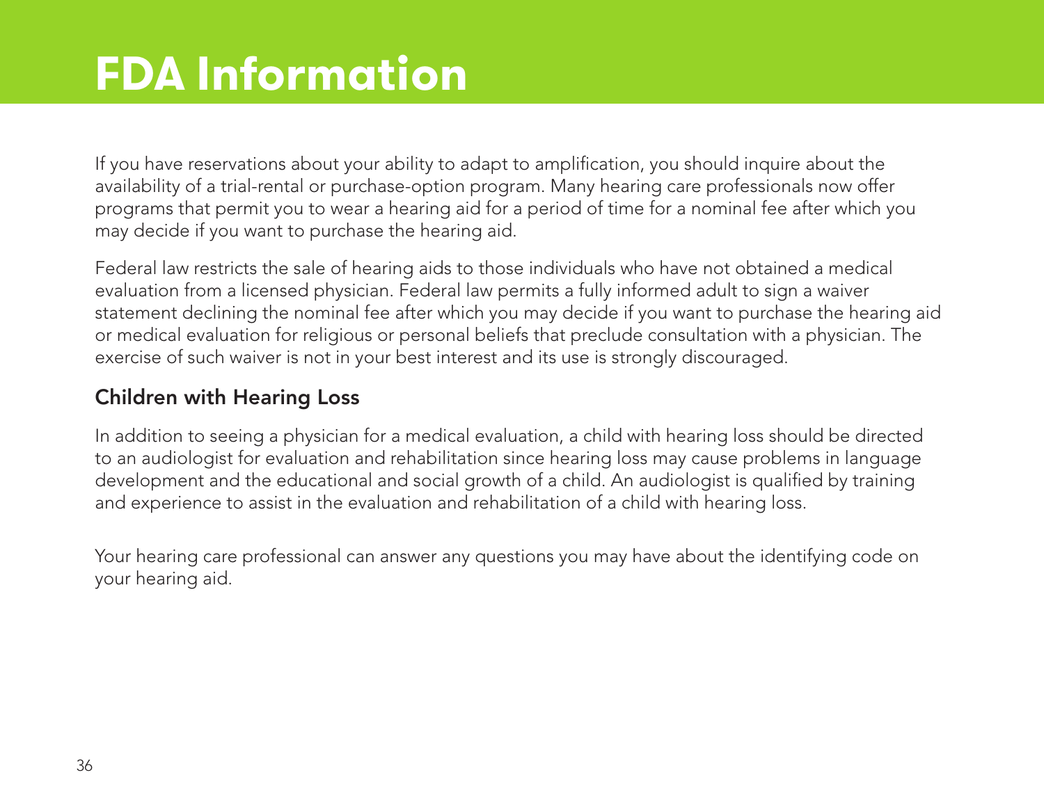# FDA Information

If you have reservations about your ability to adapt to amplification, you should inquire about the availability of a trial-rental or purchase-option program. Many hearing care professionals now offer programs that permit you to wear a hearing aid for a period of time for a nominal fee after which you may decide if you want to purchase the hearing aid.

Federal law restricts the sale of hearing aids to those individuals who have not obtained a medical evaluation from a licensed physician. Federal law permits a fully informed adult to sign a waiver statement declining the nominal fee after which you may decide if you want to purchase the hearing aid or medical evaluation for religious or personal beliefs that preclude consultation with a physician. The exercise of such waiver is not in your best interest and its use is strongly discouraged.

## Children with Hearing Loss

In addition to seeing a physician for a medical evaluation, a child with hearing loss should be directed to an audiologist for evaluation and rehabilitation since hearing loss may cause problems in language development and the educational and social growth of a child. An audiologist is qualified by training and experience to assist in the evaluation and rehabilitation of a child with hearing loss.

Your hearing care professional can answer any questions you may have about the identifying code on your hearing aid.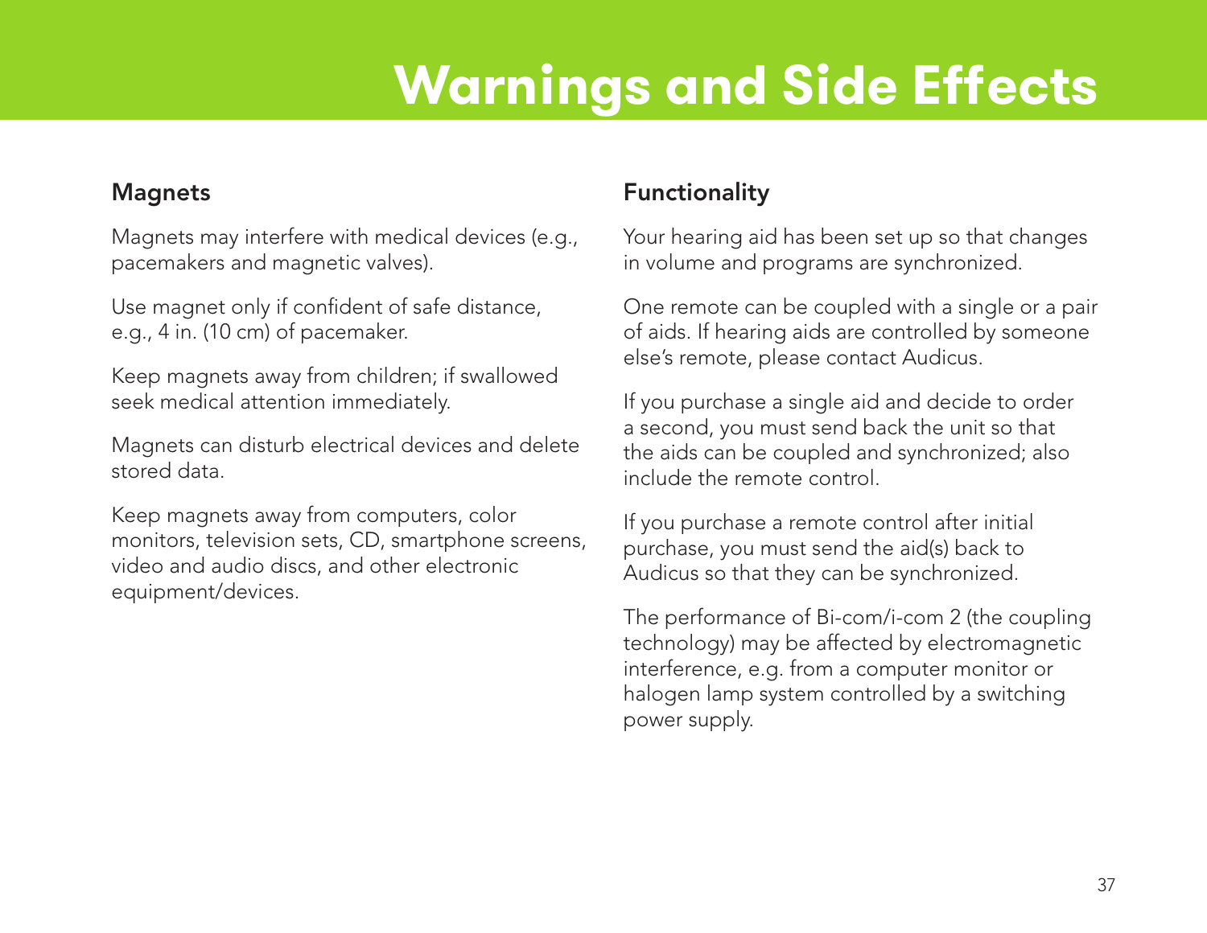# Warnings and Side Effects

## Magnets

Magnets may interfere with medical devices (e.g., pacemakers and magnetic valves).

Use magnet only if confident of safe distance, e.g., 4 in. (10 cm) of pacemaker.

Keep magnets away from children; if swallowed seek medical attention immediately.

Magnets can disturb electrical devices and delete stored data.

Keep magnets away from computers, color monitors, television sets, CD, smartphone screens, video and audio discs, and other electronic equipment/devices.

## Functionality

Your hearing aid has been set up so that changes in volume and programs are synchronized.

One remote can be coupled with a single or a pair of aids. If hearing aids are controlled by someone else's remote, please contact Audicus.

If you purchase a single aid and decide to order a second, you must send back the unit so that the aids can be coupled and synchronized; also include the remote control.

If you purchase a remote control after initial purchase, you must send the aid(s) back to Audicus so that they can be synchronized.

The performance of Bi-com/i-com 2 (the coupling technology) may be affected by electromagnetic interference, e.g. from a computer monitor or halogen lamp system controlled by a switching power supply.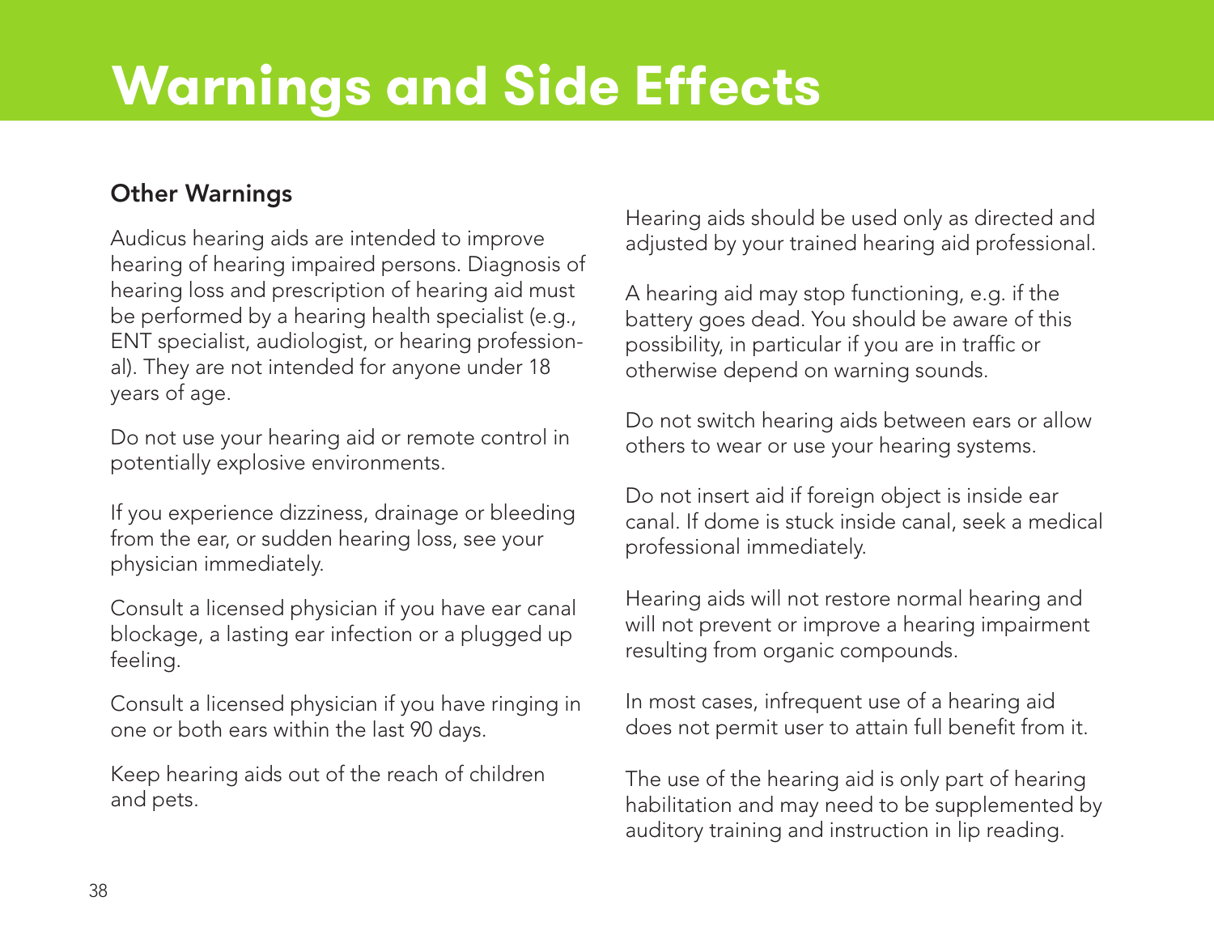# Warnings and Side Effects

### Other Warnings

Audicus hearing aids are intended to improve hearing of hearing impaired persons. Diagnosis of hearing loss and prescription of hearing aid must be performed by a hearing health specialist (e.g., ENT specialist, audiologist, or hearing professional). They are not intended for anyone under 18 years of age.

Do not use your hearing aid or remote control in potentially explosive environments.

If you experience dizziness, drainage or bleeding from the ear, or sudden hearing loss, see your physician immediately.

Consult a licensed physician if you have ear canal blockage, a lasting ear infection or a plugged up feeling.

Consult a licensed physician if you have ringing in one or both ears within the last 90 days.

Keep hearing aids out of the reach of children and pets.

Hearing aids should be used only as directed and adjusted by your trained hearing aid professional.

A hearing aid may stop functioning, e.g. if the battery goes dead. You should be aware of this possibility, in particular if you are in traffic or otherwise depend on warning sounds.

Do not switch hearing aids between ears or allow others to wear or use your hearing systems.

Do not insert aid if foreign object is inside ear canal. If dome is stuck inside canal, seek a medical professional immediately.

Hearing aids will not restore normal hearing and will not prevent or improve a hearing impairment resulting from organic compounds.

In most cases, infrequent use of a hearing aid does not permit user to attain full benefit from it.

The use of the hearing aid is only part of hearing habilitation and may need to be supplemented by auditory training and instruction in lip reading.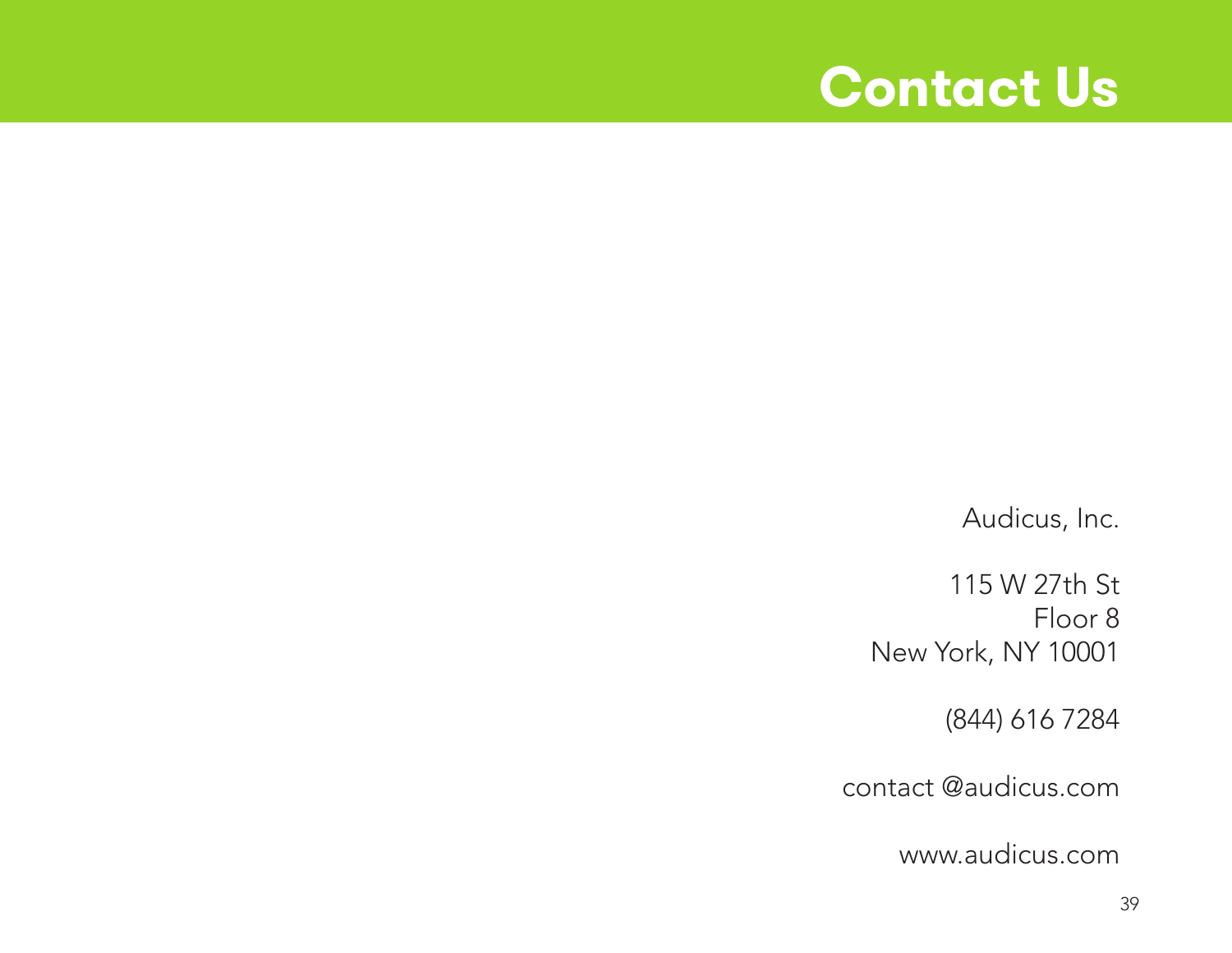# Contact Us

Audicus, Inc.

115 W 27th St
Floor 8
New York, NY 10001

(844) 616 7284

contact @audicus.com

www.audicus.com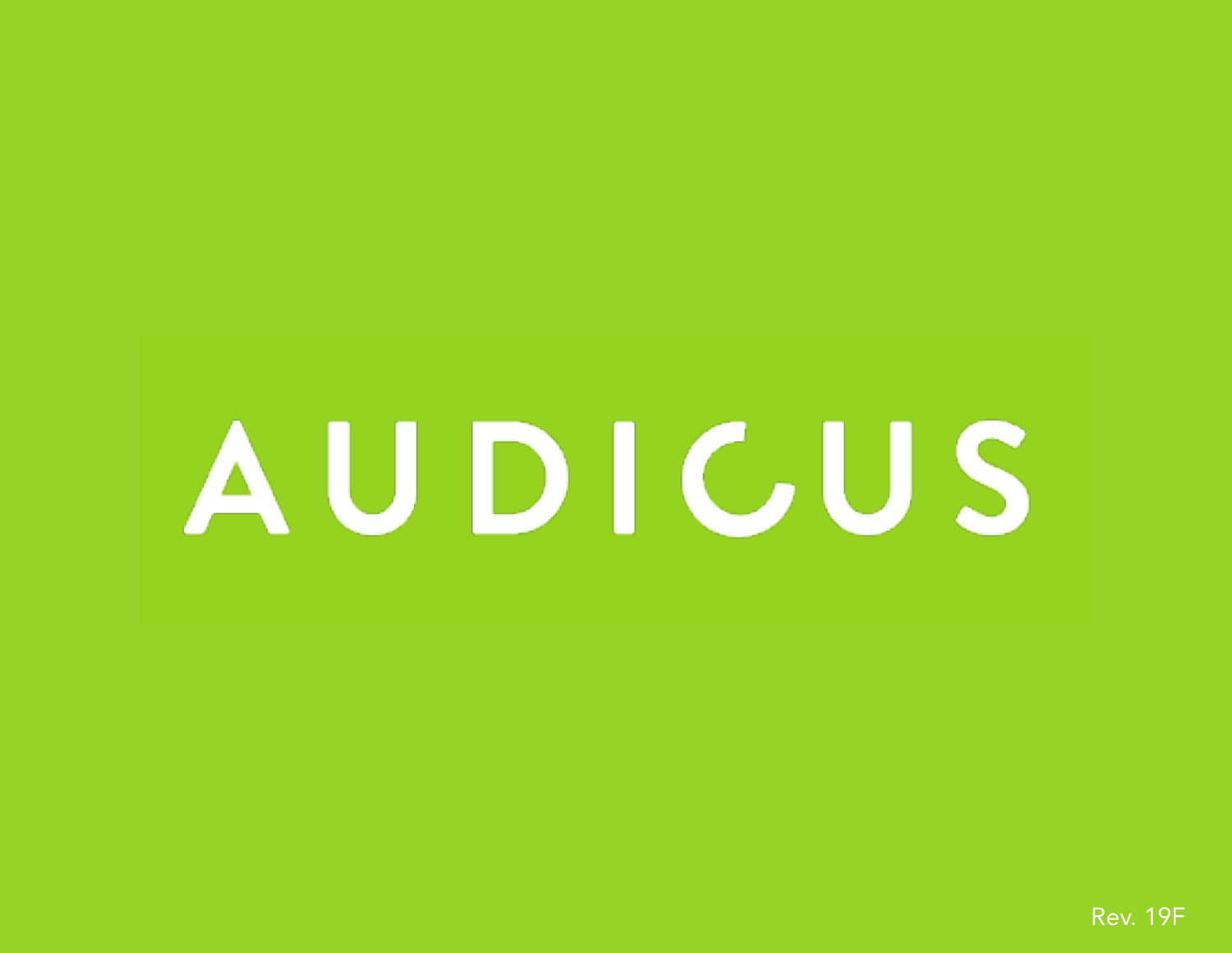# AUDICUS

Rev. 19F